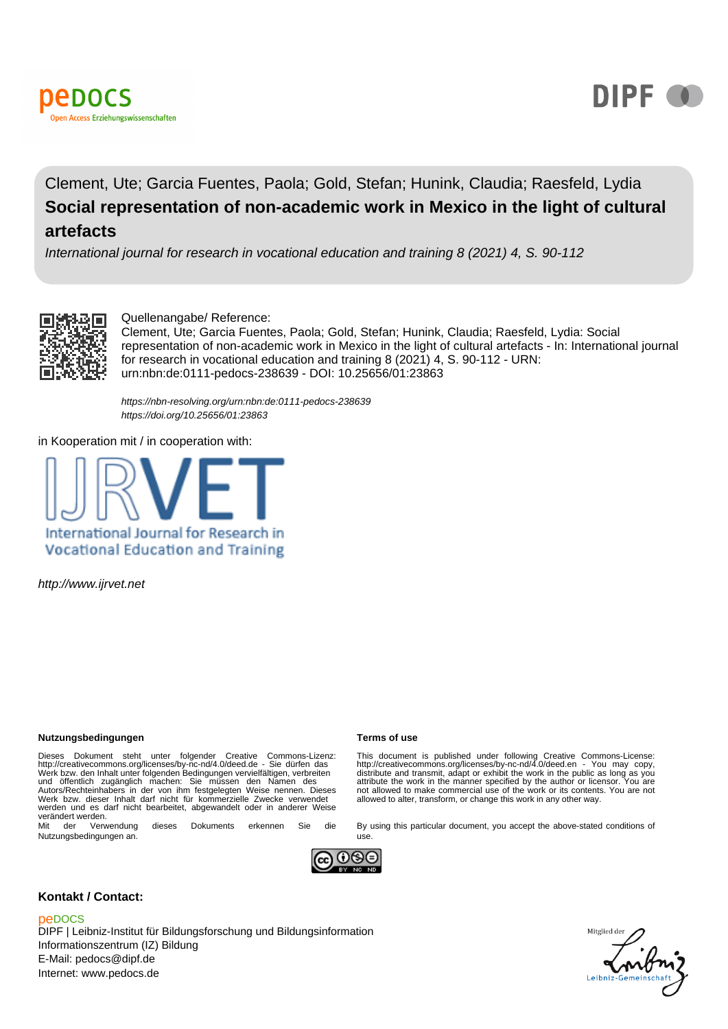pedocs
Open Access Erziehungswissenschaften

DIPF

Clement, Ute; Garcia Fuentes, Paola; Gold, Stefan; Hunink, Claudia; Raesfeld, Lydia

# Social representation of non-academic work in Mexico in the light of cultural artefacts

*International journal for research in vocational education and training 8 (2021) 4, S. 90-112*

Quellenangabe/ Reference:
Clement, Ute; Garcia Fuentes, Paola; Gold, Stefan; Hunink, Claudia; Raesfeld, Lydia: Social representation of non-academic work in Mexico in the light of cultural artefacts - In: International journal for research in vocational education and training 8 (2021) 4, S. 90-112 - URN: urn:nbn:de:0111-pedocs-238639 - DOI: 10.25656/01:23863

*https://nbn-resolving.org/urn:nbn:de:0111-pedocs-238639*
*https://doi.org/10.25656/01:23863*

in Kooperation mit / in cooperation with:

IJRVET
International Journal for Research in Vocational Education and Training

*http://www.ijrvet.net*

**Nutzungsbedingungen**

Dieses Dokument steht unter folgender Creative Commons-Lizenz: http://creativecommons.org/licenses/by-nc-nd/4.0/deed.de - Sie dürfen das Werk bzw. den Inhalt unter folgenden Bedingungen vervielfältigen, verbreiten und öffentlich zugänglich machen: Sie müssen den Namen des Autors/Rechteinhabers in der von ihm festgelegten Weise nennen. Dieses Werk bzw. dieser Inhalt darf nicht für kommerzielle Zwecke verwendet werden und es darf nicht bearbeitet, abgewandelt oder in anderer Weise verändert werden.
Mit der Verwendung dieses Dokuments erkennen Sie die Nutzungsbedingungen an.

**Terms of use**

This document is published under following Creative Commons-License: http://creativecommons.org/licenses/by-nc-nd/4.0/deed.en - You may copy, distribute and transmit, adapt or exhibit the work in the public as long as you attribute the work in the manner specified by the author or licensor. You are not allowed to make commercial use of the work or its contents. You are not allowed to alter, transform, or change this work in any other way.

By using this particular document, you accept the above-stated conditions of use.

**Kontakt / Contact:**

peDOCS
DIPF | Leibniz-Institut für Bildungsforschung und Bildungsinformation
Informationszentrum (IZ) Bildung
E-Mail: pedocs@dipf.de
Internet: www.pedocs.de

Mitglied der Leibniz-Gemeinschaft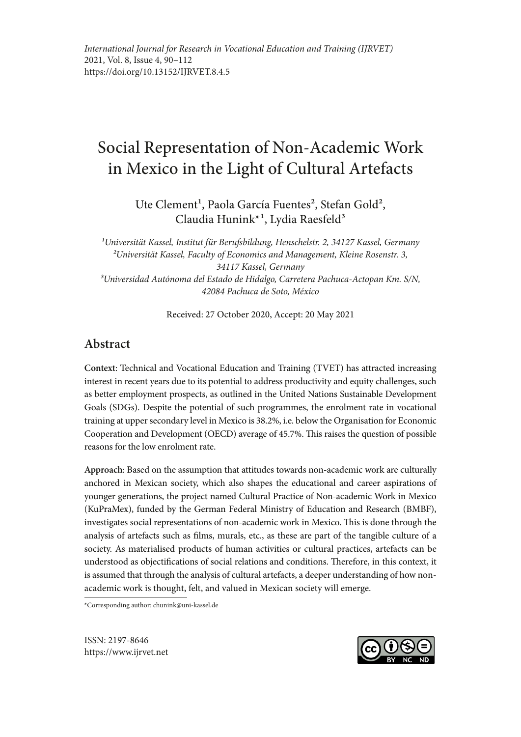*International Journal for Research in Vocational Education and Training (IJRVET)*
2021, Vol. 8, Issue 4, 90–112
https://doi.org/10.13152/IJRVET.8.4.5

# Social Representation of Non-Academic Work in Mexico in the Light of Cultural Artefacts

Ute Clement[1], Paola García Fuentes[2], Stefan Gold[2], Claudia Hunink*[1], Lydia Raesfeld[3]

[1]*Universität Kassel, Institut für Berufsbildung, Henschelstr. 2, 34127 Kassel, Germany*
[2]*Universität Kassel, Faculty of Economics and Management, Kleine Rosenstr. 3, 34117 Kassel, Germany*
[3]*Universidad Autónoma del Estado de Hidalgo, Carretera Pachuca-Actopan Km. S/N, 42084 Pachuca de Soto, México*

Received: 27 October 2020, Accept: 20 May 2021

## Abstract

**Context**: Technical and Vocational Education and Training (TVET) has attracted increasing interest in recent years due to its potential to address productivity and equity challenges, such as better employment prospects, as outlined in the United Nations Sustainable Development Goals (SDGs). Despite the potential of such programmes, the enrolment rate in vocational training at upper secondary level in Mexico is 38.2%, i.e. below the Organisation for Economic Cooperation and Development (OECD) average of 45.7%. This raises the question of possible reasons for the low enrolment rate.

**Approach**: Based on the assumption that attitudes towards non-academic work are culturally anchored in Mexican society, which also shapes the educational and career aspirations of younger generations, the project named Cultural Practice of Non-academic Work in Mexico (KuPraMex), funded by the German Federal Ministry of Education and Research (BMBF), investigates social representations of non-academic work in Mexico. This is done through the analysis of artefacts such as films, murals, etc., as these are part of the tangible culture of a society. As materialised products of human activities or cultural practices, artefacts can be understood as objectifications of social relations and conditions. Therefore, in this context, it is assumed that through the analysis of cultural artefacts, a deeper understanding of how non-academic work is thought, felt, and valued in Mexican society will emerge.

*Corresponding author: chunink@uni-kassel.de

ISSN: 2197-8646
https://www.ijrvet.net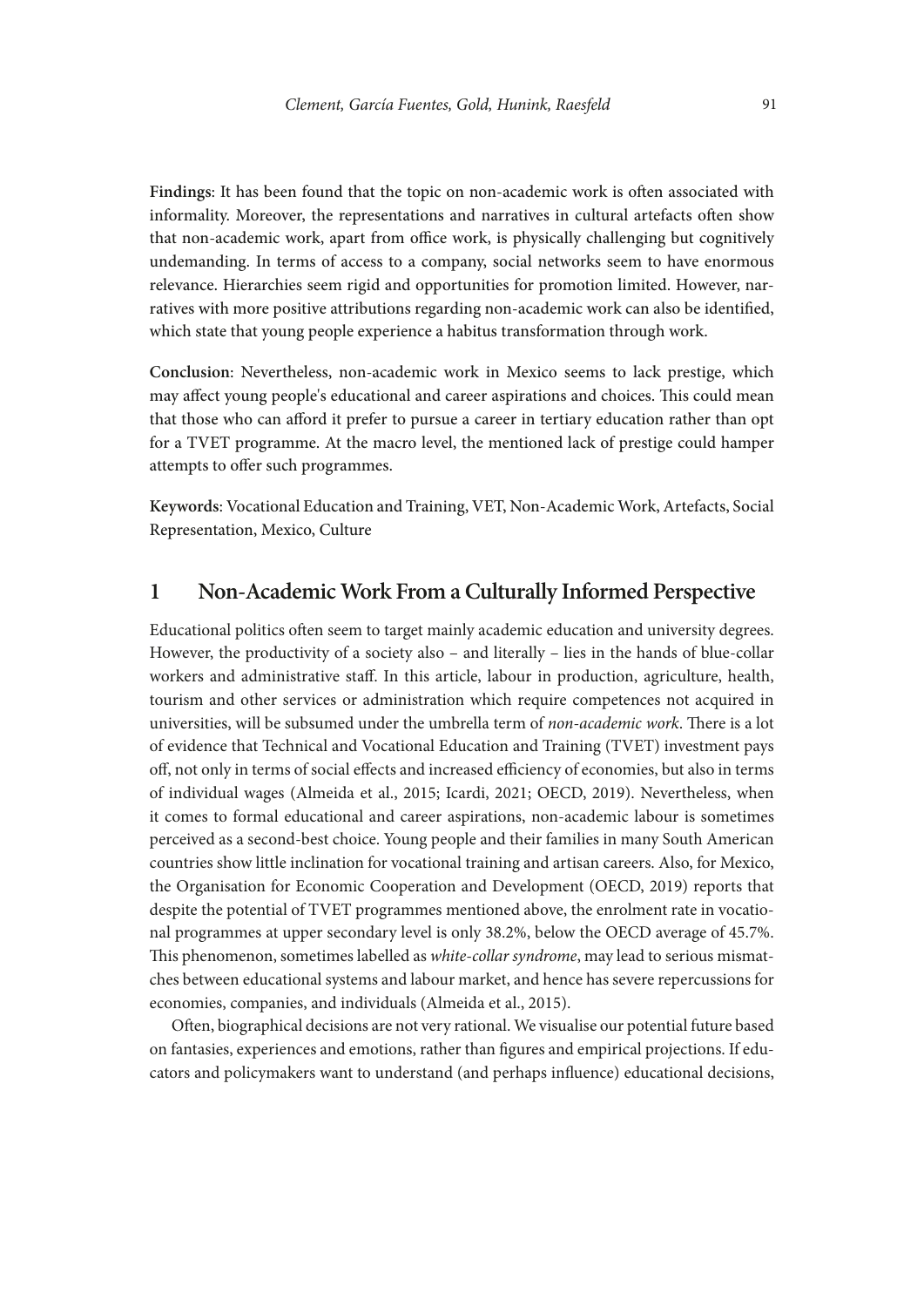**Findings**: It has been found that the topic on non-academic work is often associated with informality. Moreover, the representations and narratives in cultural artefacts often show that non-academic work, apart from office work, is physically challenging but cognitively undemanding. In terms of access to a company, social networks seem to have enormous relevance. Hierarchies seem rigid and opportunities for promotion limited. However, narratives with more positive attributions regarding non-academic work can also be identified, which state that young people experience a habitus transformation through work.

**Conclusion**: Nevertheless, non-academic work in Mexico seems to lack prestige, which may affect young people's educational and career aspirations and choices. This could mean that those who can afford it prefer to pursue a career in tertiary education rather than opt for a TVET programme. At the macro level, the mentioned lack of prestige could hamper attempts to offer such programmes.

**Keywords**: Vocational Education and Training, VET, Non-Academic Work, Artefacts, Social Representation, Mexico, Culture

## 1 Non-Academic Work From a Culturally Informed Perspective

Educational politics often seem to target mainly academic education and university degrees. However, the productivity of a society also – and literally – lies in the hands of blue-collar workers and administrative staff. In this article, labour in production, agriculture, health, tourism and other services or administration which require competences not acquired in universities, will be subsumed under the umbrella term of *non-academic work*. There is a lot of evidence that Technical and Vocational Education and Training (TVET) investment pays off, not only in terms of social effects and increased efficiency of economies, but also in terms of individual wages (Almeida et al., 2015; Icardi, 2021; OECD, 2019). Nevertheless, when it comes to formal educational and career aspirations, non-academic labour is sometimes perceived as a second-best choice. Young people and their families in many South American countries show little inclination for vocational training and artisan careers. Also, for Mexico, the Organisation for Economic Cooperation and Development (OECD, 2019) reports that despite the potential of TVET programmes mentioned above, the enrolment rate in vocational programmes at upper secondary level is only 38.2%, below the OECD average of 45.7%. This phenomenon, sometimes labelled as *white-collar syndrome*, may lead to serious mismatches between educational systems and labour market, and hence has severe repercussions for economies, companies, and individuals (Almeida et al., 2015).

Often, biographical decisions are not very rational. We visualise our potential future based on fantasies, experiences and emotions, rather than figures and empirical projections. If educators and policymakers want to understand (and perhaps influence) educational decisions,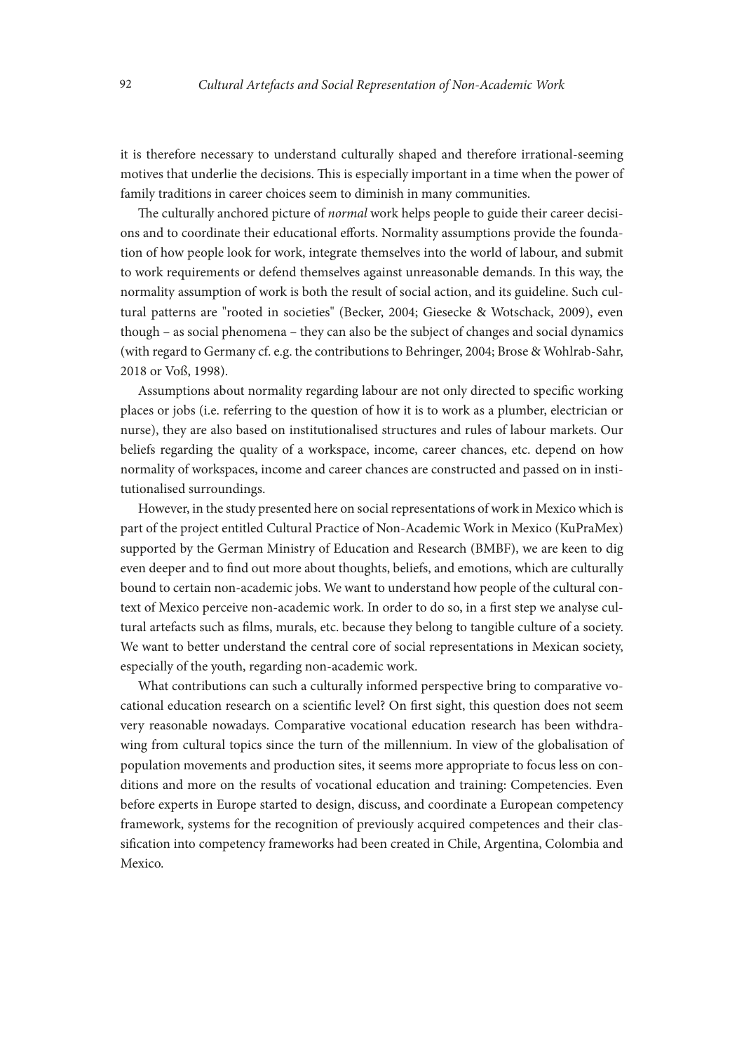it is therefore necessary to understand culturally shaped and therefore irrational-seeming motives that underlie the decisions. This is especially important in a time when the power of family traditions in career choices seem to diminish in many communities.

The culturally anchored picture of *normal* work helps people to guide their career decisions and to coordinate their educational efforts. Normality assumptions provide the foundation of how people look for work, integrate themselves into the world of labour, and submit to work requirements or defend themselves against unreasonable demands. In this way, the normality assumption of work is both the result of social action, and its guideline. Such cultural patterns are "rooted in societies" (Becker, 2004; Giesecke & Wotschack, 2009), even though – as social phenomena – they can also be the subject of changes and social dynamics (with regard to Germany cf. e.g. the contributions to Behringer, 2004; Brose & Wohlrab-Sahr, 2018 or Voß, 1998).

Assumptions about normality regarding labour are not only directed to specific working places or jobs (i.e. referring to the question of how it is to work as a plumber, electrician or nurse), they are also based on institutionalised structures and rules of labour markets. Our beliefs regarding the quality of a workspace, income, career chances, etc. depend on how normality of workspaces, income and career chances are constructed and passed on in institutionalised surroundings.

However, in the study presented here on social representations of work in Mexico which is part of the project entitled Cultural Practice of Non-Academic Work in Mexico (KuPraMex) supported by the German Ministry of Education and Research (BMBF), we are keen to dig even deeper and to find out more about thoughts, beliefs, and emotions, which are culturally bound to certain non-academic jobs. We want to understand how people of the cultural context of Mexico perceive non-academic work. In order to do so, in a first step we analyse cultural artefacts such as films, murals, etc. because they belong to tangible culture of a society. We want to better understand the central core of social representations in Mexican society, especially of the youth, regarding non-academic work.

What contributions can such a culturally informed perspective bring to comparative vocational education research on a scientific level? On first sight, this question does not seem very reasonable nowadays. Comparative vocational education research has been withdrawing from cultural topics since the turn of the millennium. In view of the globalisation of population movements and production sites, it seems more appropriate to focus less on conditions and more on the results of vocational education and training: Competencies. Even before experts in Europe started to design, discuss, and coordinate a European competency framework, systems for the recognition of previously acquired competences and their classification into competency frameworks had been created in Chile, Argentina, Colombia and Mexico.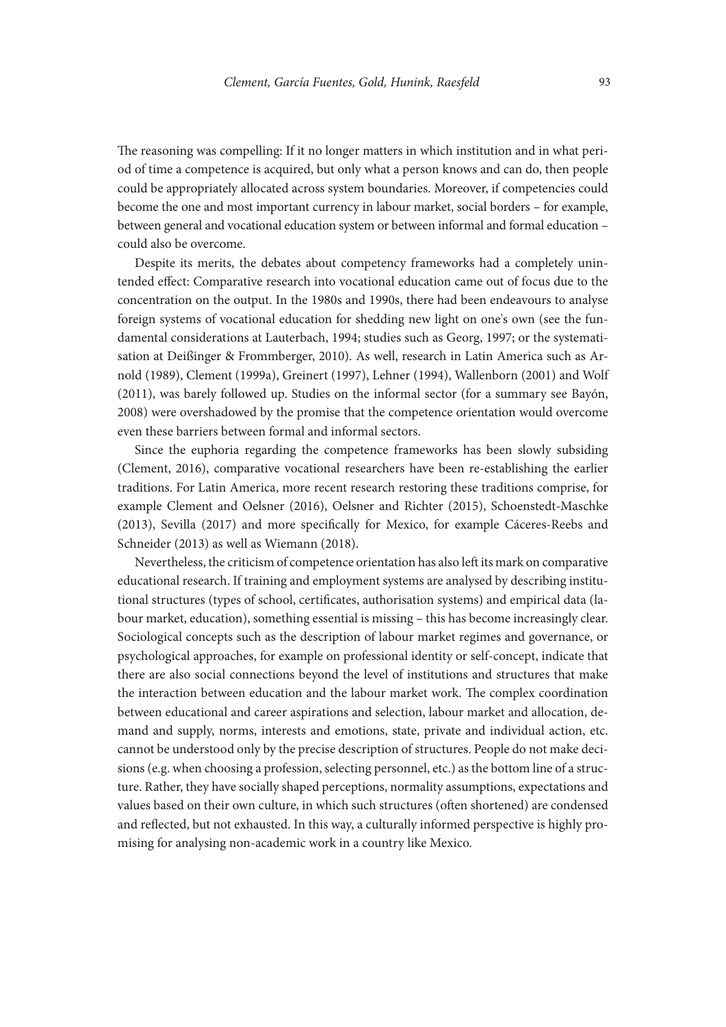The reasoning was compelling: If it no longer matters in which institution and in what period of time a competence is acquired, but only what a person knows and can do, then people could be appropriately allocated across system boundaries. Moreover, if competencies could become the one and most important currency in labour market, social borders – for example, between general and vocational education system or between informal and formal education – could also be overcome.

Despite its merits, the debates about competency frameworks had a completely unintended effect: Comparative research into vocational education came out of focus due to the concentration on the output. In the 1980s and 1990s, there had been endeavours to analyse foreign systems of vocational education for shedding new light on one's own (see the fundamental considerations at Lauterbach, 1994; studies such as Georg, 1997; or the systematisation at Deißinger & Frommberger, 2010). As well, research in Latin America such as Arnold (1989), Clement (1999a), Greinert (1997), Lehner (1994), Wallenborn (2001) and Wolf (2011), was barely followed up. Studies on the informal sector (for a summary see Bayón, 2008) were overshadowed by the promise that the competence orientation would overcome even these barriers between formal and informal sectors.

Since the euphoria regarding the competence frameworks has been slowly subsiding (Clement, 2016), comparative vocational researchers have been re-establishing the earlier traditions. For Latin America, more recent research restoring these traditions comprise, for example Clement and Oelsner (2016), Oelsner and Richter (2015), Schoenstedt-Maschke (2013), Sevilla (2017) and more specifically for Mexico, for example Cáceres-Reebs and Schneider (2013) as well as Wiemann (2018).

Nevertheless, the criticism of competence orientation has also left its mark on comparative educational research. If training and employment systems are analysed by describing institutional structures (types of school, certificates, authorisation systems) and empirical data (labour market, education), something essential is missing – this has become increasingly clear. Sociological concepts such as the description of labour market regimes and governance, or psychological approaches, for example on professional identity or self-concept, indicate that there are also social connections beyond the level of institutions and structures that make the interaction between education and the labour market work. The complex coordination between educational and career aspirations and selection, labour market and allocation, demand and supply, norms, interests and emotions, state, private and individual action, etc. cannot be understood only by the precise description of structures. People do not make decisions (e.g. when choosing a profession, selecting personnel, etc.) as the bottom line of a structure. Rather, they have socially shaped perceptions, normality assumptions, expectations and values based on their own culture, in which such structures (often shortened) are condensed and reflected, but not exhausted. In this way, a culturally informed perspective is highly promising for analysing non-academic work in a country like Mexico.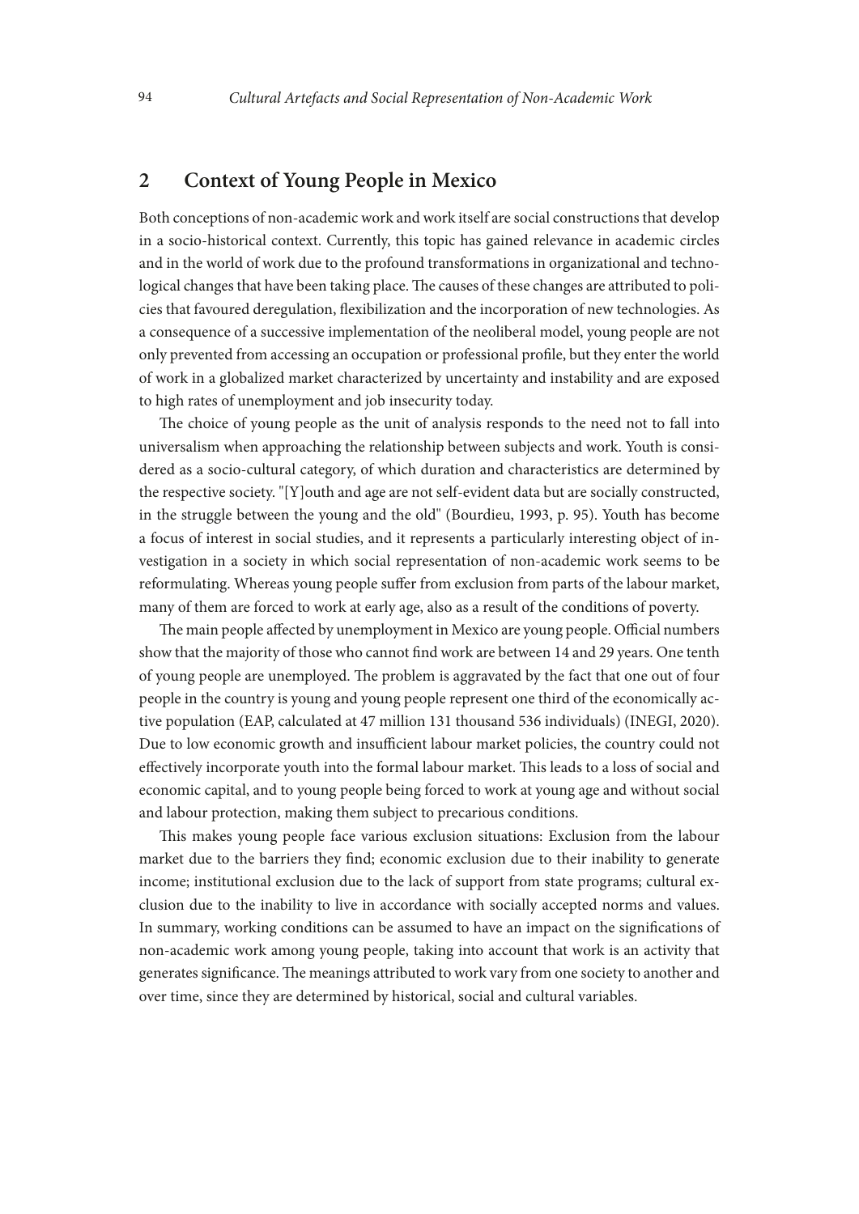## 2 Context of Young People in Mexico

Both conceptions of non-academic work and work itself are social constructions that develop in a socio-historical context. Currently, this topic has gained relevance in academic circles and in the world of work due to the profound transformations in organizational and technological changes that have been taking place. The causes of these changes are attributed to policies that favoured deregulation, flexibilization and the incorporation of new technologies. As a consequence of a successive implementation of the neoliberal model, young people are not only prevented from accessing an occupation or professional profile, but they enter the world of work in a globalized market characterized by uncertainty and instability and are exposed to high rates of unemployment and job insecurity today.

The choice of young people as the unit of analysis responds to the need not to fall into universalism when approaching the relationship between subjects and work. Youth is considered as a socio-cultural category, of which duration and characteristics are determined by the respective society. "[Y]outh and age are not self-evident data but are socially constructed, in the struggle between the young and the old" (Bourdieu, 1993, p. 95). Youth has become a focus of interest in social studies, and it represents a particularly interesting object of investigation in a society in which social representation of non-academic work seems to be reformulating. Whereas young people suffer from exclusion from parts of the labour market, many of them are forced to work at early age, also as a result of the conditions of poverty.

The main people affected by unemployment in Mexico are young people. Official numbers show that the majority of those who cannot find work are between 14 and 29 years. One tenth of young people are unemployed. The problem is aggravated by the fact that one out of four people in the country is young and young people represent one third of the economically active population (EAP, calculated at 47 million 131 thousand 536 individuals) (INEGI, 2020). Due to low economic growth and insufficient labour market policies, the country could not effectively incorporate youth into the formal labour market. This leads to a loss of social and economic capital, and to young people being forced to work at young age and without social and labour protection, making them subject to precarious conditions.

This makes young people face various exclusion situations: Exclusion from the labour market due to the barriers they find; economic exclusion due to their inability to generate income; institutional exclusion due to the lack of support from state programs; cultural exclusion due to the inability to live in accordance with socially accepted norms and values. In summary, working conditions can be assumed to have an impact on the significations of non-academic work among young people, taking into account that work is an activity that generates significance. The meanings attributed to work vary from one society to another and over time, since they are determined by historical, social and cultural variables.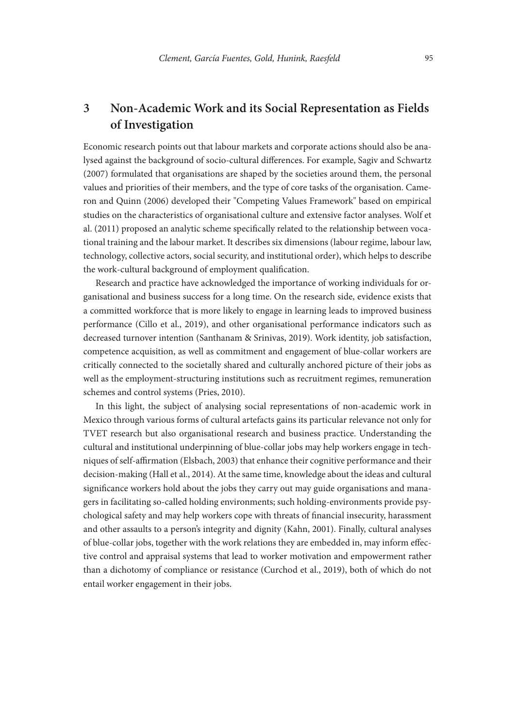## 3 Non-Academic Work and its Social Representation as Fields of Investigation

Economic research points out that labour markets and corporate actions should also be analysed against the background of socio-cultural differences. For example, Sagiv and Schwartz (2007) formulated that organisations are shaped by the societies around them, the personal values and priorities of their members, and the type of core tasks of the organisation. Cameron and Quinn (2006) developed their "Competing Values Framework" based on empirical studies on the characteristics of organisational culture and extensive factor analyses. Wolf et al. (2011) proposed an analytic scheme specifically related to the relationship between vocational training and the labour market. It describes six dimensions (labour regime, labour law, technology, collective actors, social security, and institutional order), which helps to describe the work-cultural background of employment qualification.

Research and practice have acknowledged the importance of working individuals for organisational and business success for a long time. On the research side, evidence exists that a committed workforce that is more likely to engage in learning leads to improved business performance (Cillo et al., 2019), and other organisational performance indicators such as decreased turnover intention (Santhanam & Srinivas, 2019). Work identity, job satisfaction, competence acquisition, as well as commitment and engagement of blue-collar workers are critically connected to the societally shared and culturally anchored picture of their jobs as well as the employment-structuring institutions such as recruitment regimes, remuneration schemes and control systems (Pries, 2010).

In this light, the subject of analysing social representations of non-academic work in Mexico through various forms of cultural artefacts gains its particular relevance not only for TVET research but also organisational research and business practice. Understanding the cultural and institutional underpinning of blue-collar jobs may help workers engage in techniques of self-affirmation (Elsbach, 2003) that enhance their cognitive performance and their decision-making (Hall et al., 2014). At the same time, knowledge about the ideas and cultural significance workers hold about the jobs they carry out may guide organisations and managers in facilitating so-called holding environments; such holding-environments provide psychological safety and may help workers cope with threats of financial insecurity, harassment and other assaults to a person's integrity and dignity (Kahn, 2001). Finally, cultural analyses of blue-collar jobs, together with the work relations they are embedded in, may inform effective control and appraisal systems that lead to worker motivation and empowerment rather than a dichotomy of compliance or resistance (Curchod et al., 2019), both of which do not entail worker engagement in their jobs.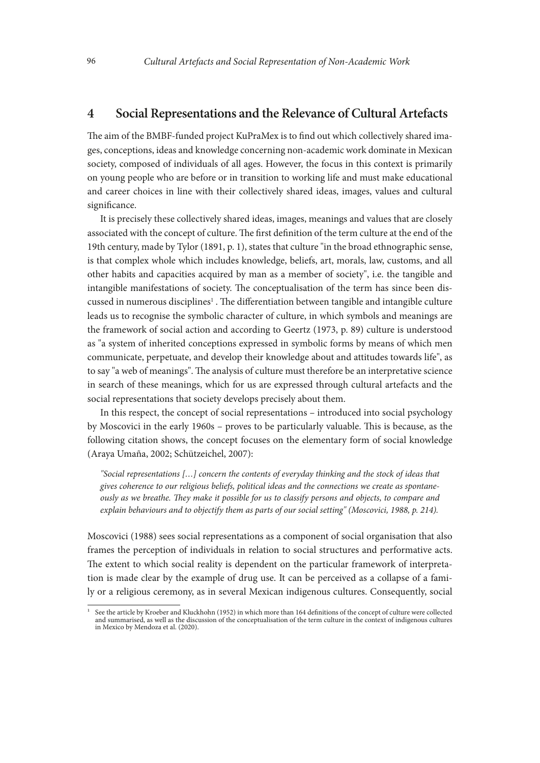## 4 Social Representations and the Relevance of Cultural Artefacts

The aim of the BMBF-funded project KuPraMex is to find out which collectively shared images, conceptions, ideas and knowledge concerning non-academic work dominate in Mexican society, composed of individuals of all ages. However, the focus in this context is primarily on young people who are before or in transition to working life and must make educational and career choices in line with their collectively shared ideas, images, values and cultural significance.

It is precisely these collectively shared ideas, images, meanings and values that are closely associated with the concept of culture. The first definition of the term culture at the end of the 19th century, made by Tylor (1891, p. 1), states that culture "in the broad ethnographic sense, is that complex whole which includes knowledge, beliefs, art, morals, law, customs, and all other habits and capacities acquired by man as a member of society", i.e. the tangible and intangible manifestations of society. The conceptualisation of the term has since been discussed in numerous disciplines[1] . The differentiation between tangible and intangible culture leads us to recognise the symbolic character of culture, in which symbols and meanings are the framework of social action and according to Geertz (1973, p. 89) culture is understood as "a system of inherited conceptions expressed in symbolic forms by means of which men communicate, perpetuate, and develop their knowledge about and attitudes towards life", as to say "a web of meanings". The analysis of culture must therefore be an interpretative science in search of these meanings, which for us are expressed through cultural artefacts and the social representations that society develops precisely about them.

In this respect, the concept of social representations – introduced into social psychology by Moscovici in the early 1960s – proves to be particularly valuable. This is because, as the following citation shows, the concept focuses on the elementary form of social knowledge (Araya Umaña, 2002; Schützeichel, 2007):

> *"Social representations […] concern the contents of everyday thinking and the stock of ideas that gives coherence to our religious beliefs, political ideas and the connections we create as spontaneously as we breathe. They make it possible for us to classify persons and objects, to compare and explain behaviours and to objectify them as parts of our social setting" (Moscovici, 1988, p. 214).*

Moscovici (1988) sees social representations as a component of social organisation that also frames the perception of individuals in relation to social structures and performative acts. The extent to which social reality is dependent on the particular framework of interpretation is made clear by the example of drug use. It can be perceived as a collapse of a family or a religious ceremony, as in several Mexican indigenous cultures. Consequently, social

[1] See the article by Kroeber and Kluckhohn (1952) in which more than 164 definitions of the concept of culture were collected and summarised, as well as the discussion of the conceptualisation of the term culture in the context of indigenous cultures in Mexico by Mendoza et al. (2020).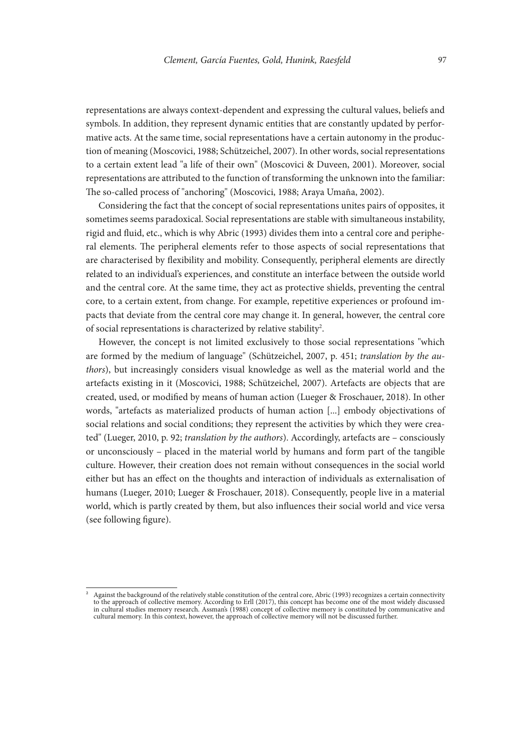representations are always context-dependent and expressing the cultural values, beliefs and symbols. In addition, they represent dynamic entities that are constantly updated by performative acts. At the same time, social representations have a certain autonomy in the production of meaning (Moscovici, 1988; Schützeichel, 2007). In other words, social representations to a certain extent lead "a life of their own" (Moscovici & Duveen, 2001). Moreover, social representations are attributed to the function of transforming the unknown into the familiar: The so-called process of "anchoring" (Moscovici, 1988; Araya Umaña, 2002).

Considering the fact that the concept of social representations unites pairs of opposites, it sometimes seems paradoxical. Social representations are stable with simultaneous instability, rigid and fluid, etc., which is why Abric (1993) divides them into a central core and peripheral elements. The peripheral elements refer to those aspects of social representations that are characterised by flexibility and mobility. Consequently, peripheral elements are directly related to an individual's experiences, and constitute an interface between the outside world and the central core. At the same time, they act as protective shields, preventing the central core, to a certain extent, from change. For example, repetitive experiences or profound impacts that deviate from the central core may change it. In general, however, the central core of social representations is characterized by relative stability[2].

However, the concept is not limited exclusively to those social representations "which are formed by the medium of language" (Schützeichel, 2007, p. 451; *translation by the authors*), but increasingly considers visual knowledge as well as the material world and the artefacts existing in it (Moscovici, 1988; Schützeichel, 2007). Artefacts are objects that are created, used, or modified by means of human action (Lueger & Froschauer, 2018). In other words, "artefacts as materialized products of human action [...] embody objectivations of social relations and social conditions; they represent the activities by which they were created" (Lueger, 2010, p. 92; *translation by the authors*). Accordingly, artefacts are – consciously or unconsciously – placed in the material world by humans and form part of the tangible culture. However, their creation does not remain without consequences in the social world either but has an effect on the thoughts and interaction of individuals as externalisation of humans (Lueger, 2010; Lueger & Froschauer, 2018). Consequently, people live in a material world, which is partly created by them, but also influences their social world and vice versa (see following figure).

---

[2] Against the background of the relatively stable constitution of the central core, Abric (1993) recognizes a certain connectivity to the approach of collective memory. According to Erll (2017), this concept has become one of the most widely discussed in cultural studies memory research. Assman's (1988) concept of collective memory is constituted by communicative and cultural memory. In this context, however, the approach of collective memory will not be discussed further.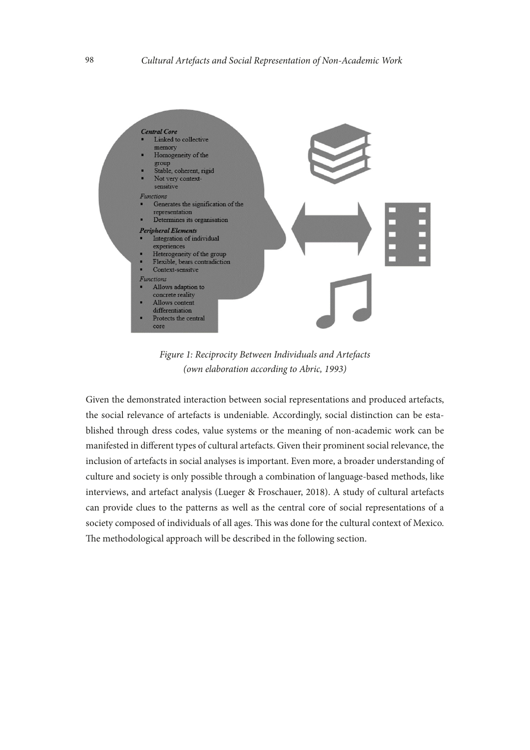**Central Core**

- Linked to collective memory
- Homogeneity of the group
- Stable, coherent, rigid
- Not very context-sensitive

*Functions*

- Generates the signification of the representation
- Determines its organisation

**Peripheral Elements**

- Integration of individual experiences
- Heterogeneity of the group
- Flexible, bears contradiction
- Context-sensitve

*Functions*

- Allows adaption to concrete reality
- Allows content differentiation
- Protects the central core

*Figure 1: Reciprocity Between Individuals and Artefacts (own elaboration according to Abric, 1993)*

Given the demonstrated interaction between social representations and produced artefacts, the social relevance of artefacts is undeniable. Accordingly, social distinction can be established through dress codes, value systems or the meaning of non-academic work can be manifested in different types of cultural artefacts. Given their prominent social relevance, the inclusion of artefacts in social analyses is important. Even more, a broader understanding of culture and society is only possible through a combination of language-based methods, like interviews, and artefact analysis (Lueger & Froschauer, 2018). A study of cultural artefacts can provide clues to the patterns as well as the central core of social representations of a society composed of individuals of all ages. This was done for the cultural context of Mexico. The methodological approach will be described in the following section.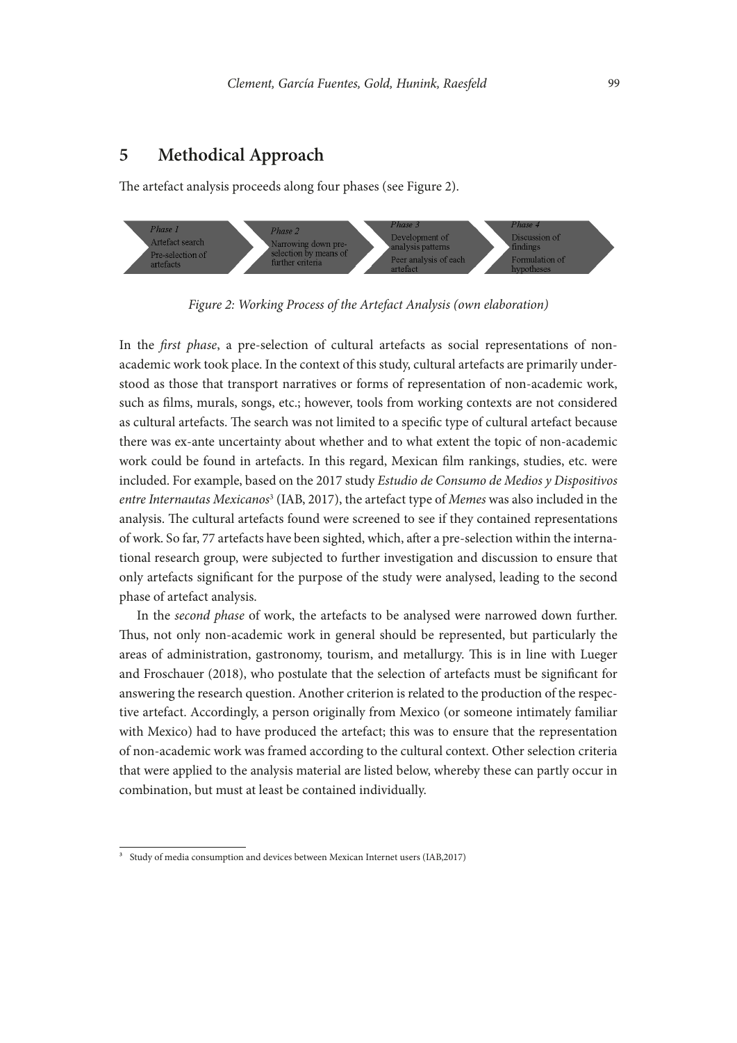# 5 Methodical Approach

The artefact analysis proceeds along four phases (see Figure 2).

*Phase 1*
Artefact search
Pre-selection of artefacts

*Phase 2*
Narrowing down pre-selection by means of further criteria

*Phase 3*
Development of analysis patterns
Peer analysis of each artefact

*Phase 4*
Discussion of findings
Formulation of hypotheses

*Figure 2: Working Process of the Artefact Analysis (own elaboration)*

In the *first phase*, a pre-selection of cultural artefacts as social representations of non-academic work took place. In the context of this study, cultural artefacts are primarily understood as those that transport narratives or forms of representation of non-academic work, such as films, murals, songs, etc.; however, tools from working contexts are not considered as cultural artefacts. The search was not limited to a specific type of cultural artefact because there was ex-ante uncertainty about whether and to what extent the topic of non-academic work could be found in artefacts. In this regard, Mexican film rankings, studies, etc. were included. For example, based on the 2017 study *Estudio de Consumo de Medios y Dispositivos entre Internautas Mexicanos*[3] (IAB, 2017), the artefact type of *Memes* was also included in the analysis. The cultural artefacts found were screened to see if they contained representations of work. So far, 77 artefacts have been sighted, which, after a pre-selection within the international research group, were subjected to further investigation and discussion to ensure that only artefacts significant for the purpose of the study were analysed, leading to the second phase of artefact analysis.

In the *second phase* of work, the artefacts to be analysed were narrowed down further. Thus, not only non-academic work in general should be represented, but particularly the areas of administration, gastronomy, tourism, and metallurgy. This is in line with Lueger and Froschauer (2018), who postulate that the selection of artefacts must be significant for answering the research question. Another criterion is related to the production of the respective artefact. Accordingly, a person originally from Mexico (or someone intimately familiar with Mexico) had to have produced the artefact; this was to ensure that the representation of non-academic work was framed according to the cultural context. Other selection criteria that were applied to the analysis material are listed below, whereby these can partly occur in combination, but must at least be contained individually.

---

[3] Study of media consumption and devices between Mexican Internet users (IAB,2017)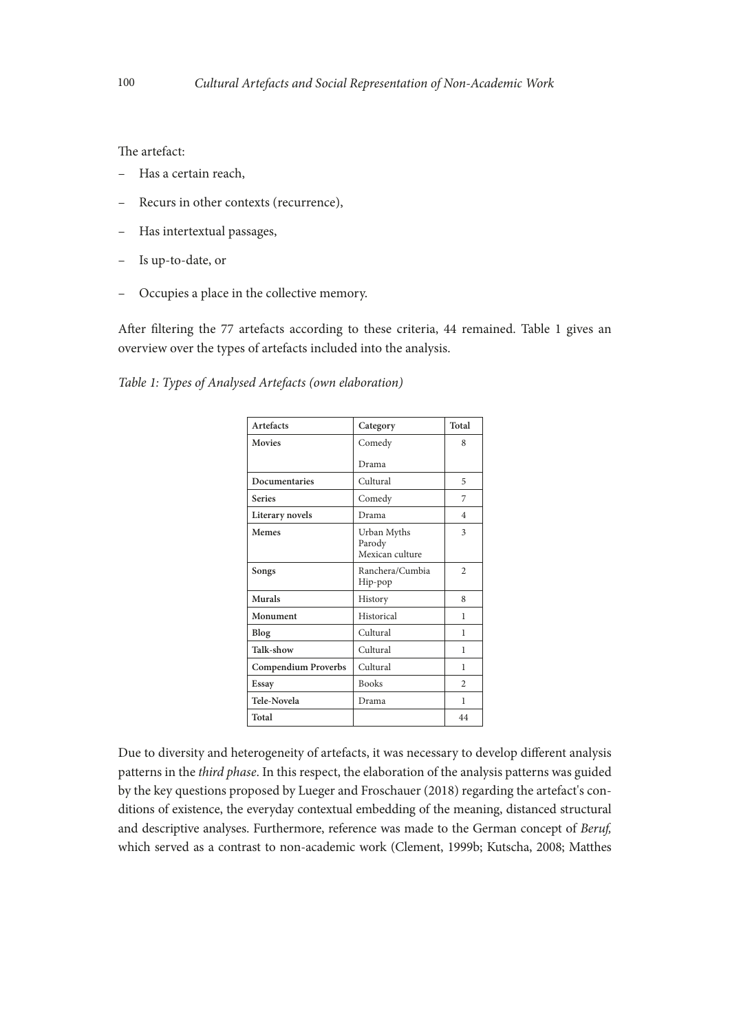The artefact:

- Has a certain reach,
- Recurs in other contexts (recurrence),
- Has intertextual passages,
- Is up-to-date, or
- Occupies a place in the collective memory.

After filtering the 77 artefacts according to these criteria, 44 remained. Table 1 gives an overview over the types of artefacts included into the analysis.

*Table 1: Types of Analysed Artefacts (own elaboration)*

| Artefacts | Category | Total |
|---|---|---|
| **Movies** | Comedy<br>Drama | 8 |
| **Documentaries** | Cultural | 5 |
| **Series** | Comedy | 7 |
| **Literary novels** | Drama | 4 |
| **Memes** | Urban Myths<br>Parody<br>Mexican culture | 3 |
| **Songs** | Ranchera/Cumbia<br>Hip-pop | 2 |
| **Murals** | History | 8 |
| **Monument** | Historical | 1 |
| **Blog** | Cultural | 1 |
| **Talk-show** | Cultural | 1 |
| **Compendium Proverbs** | Cultural | 1 |
| **Essay** | Books | 2 |
| **Tele-Novela** | Drama | 1 |
| **Total** | | 44 |

Due to diversity and heterogeneity of artefacts, it was necessary to develop different analysis patterns in the *third phase*. In this respect, the elaboration of the analysis patterns was guided by the key questions proposed by Lueger and Froschauer (2018) regarding the artefact's conditions of existence, the everyday contextual embedding of the meaning, distanced structural and descriptive analyses. Furthermore, reference was made to the German concept of *Beruf,* which served as a contrast to non-academic work (Clement, 1999b; Kutscha, 2008; Matthes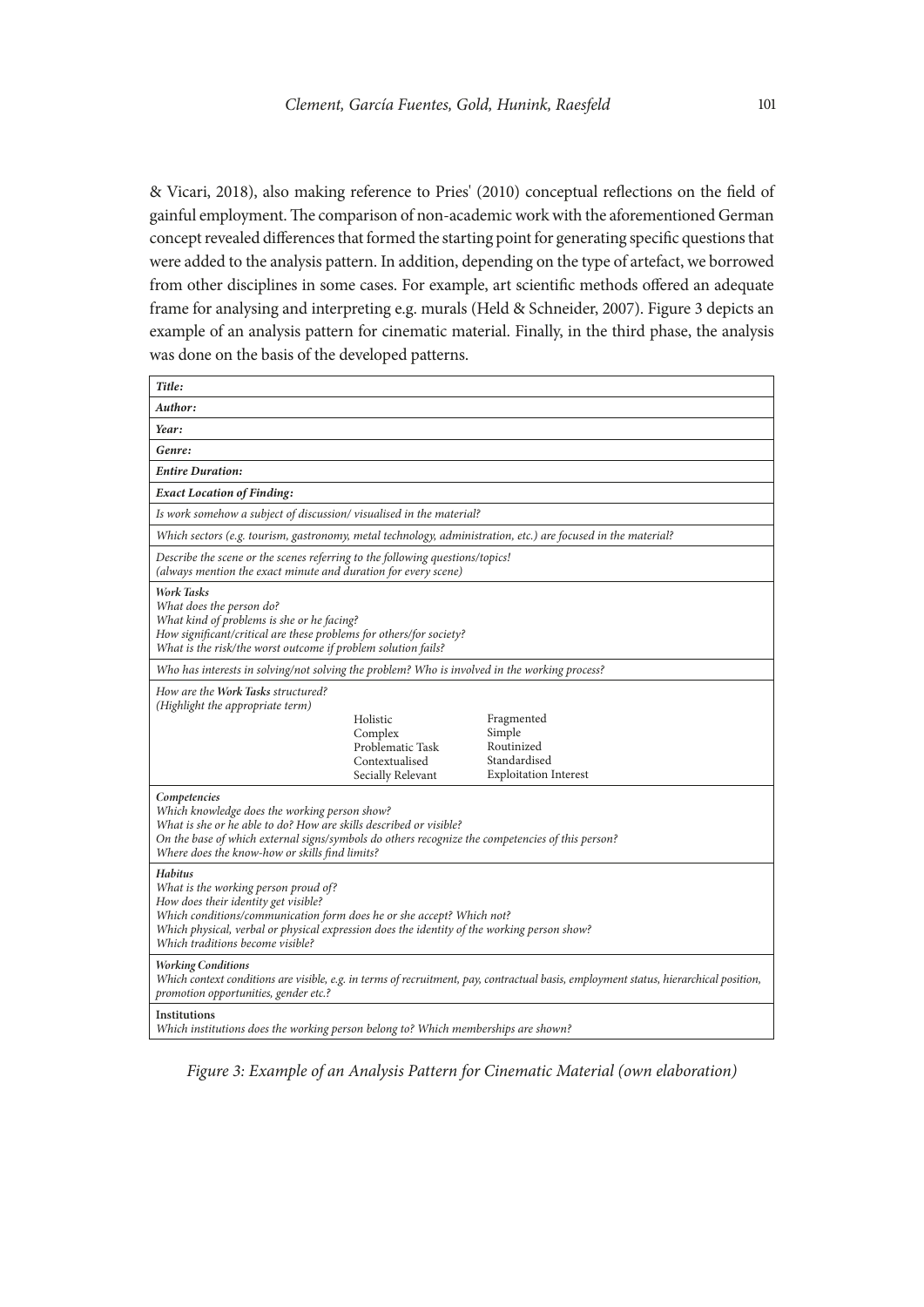& Vicari, 2018), also making reference to Pries' (2010) conceptual reflections on the field of gainful employment. The comparison of non-academic work with the aforementioned German concept revealed differences that formed the starting point for generating specific questions that were added to the analysis pattern. In addition, depending on the type of artefact, we borrowed from other disciplines in some cases. For example, art scientific methods offered an adequate frame for analysing and interpreting e.g. murals (Held & Schneider, 2007). Figure 3 depicts an example of an analysis pattern for cinematic material. Finally, in the third phase, the analysis was done on the basis of the developed patterns.

| ***Title:*** | | |
|---|---|---|
| ***Author:*** | | |
| ***Year:*** | | |
| ***Genre:*** | | |
| ***Entire Duration:*** | | |
| ***Exact Location of Finding:*** | | |
| *Is work somehow a subject of discussion/ visualised in the material?* | | |
| *Which sectors (e.g. tourism, gastronomy, metal technology, administration, etc.) are focused in the material?* | | |
| *Describe the scene or the scenes referring to the following questions/topics!*<br>*(always mention the exact minute and duration for every scene)* | | |
| ***Work Tasks***<br>*What does the person do?*<br>*What kind of problems is she or he facing?*<br>*How significant/critical are these problems for others/for society?*<br>*What is the risk/the worst outcome if problem solution fails?* | | |
| *Who has interests in solving/not solving the problem? Who is involved in the working process?* | | |
| *How are the* ***Work Tasks*** *structured?*<br>*(Highlight the appropriate term)* | Holistic<br>Complex<br>Problematic Task<br>Contextualised<br>Secially Relevant | Fragmented<br>Simple<br>Routinized<br>Standardised<br>Exploitation Interest |
| ***Competencies***<br>*Which knowledge does the working person show?*<br>*What is she or he able to do? How are skills described or visible?*<br>*On the base of which external signs/symbols do others recognize the competencies of this person?*<br>*Where does the know-how or skills find limits?* | | |
| ***Habitus***<br>*What is the working person proud of?*<br>*How does their identity get visible?*<br>*Which conditions/communication form does he or she accept? Which not?*<br>*Which physical, verbal or physical expression does the identity of the working person show?*<br>*Which traditions become visible?* | | |
| ***Working Conditions***<br>*Which context conditions are visible, e.g. in terms of recruitment, pay, contractual basis, employment status, hierarchical position, promotion opportunities, gender etc.?* | | |
| **Institutions**<br>*Which institutions does the working person belong to? Which memberships are shown?* | | |

*Figure 3: Example of an Analysis Pattern for Cinematic Material (own elaboration)*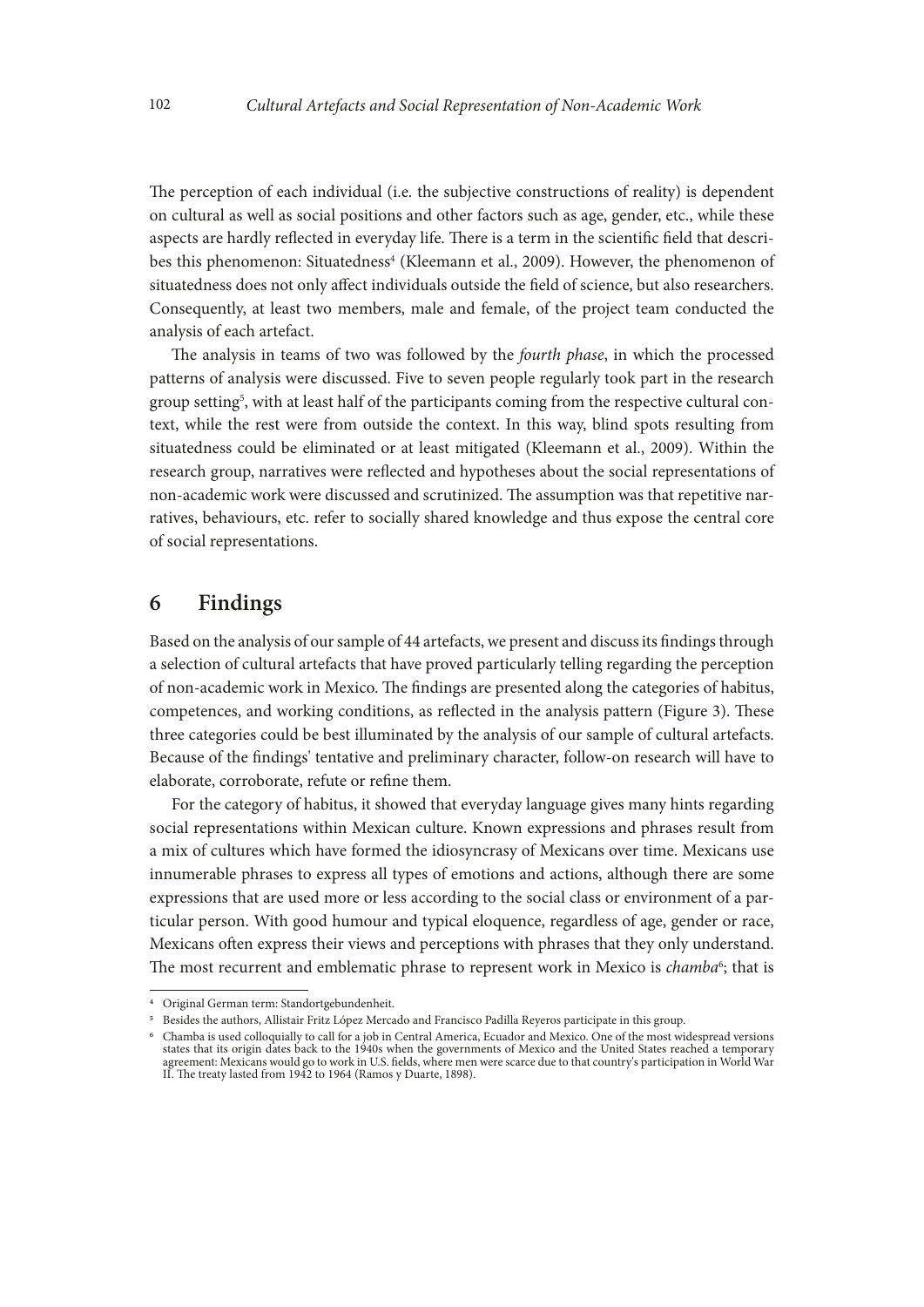The perception of each individual (i.e. the subjective constructions of reality) is dependent on cultural as well as social positions and other factors such as age, gender, etc., while these aspects are hardly reflected in everyday life. There is a term in the scientific field that describes this phenomenon: Situatedness[4] (Kleemann et al., 2009). However, the phenomenon of situatedness does not only affect individuals outside the field of science, but also researchers. Consequently, at least two members, male and female, of the project team conducted the analysis of each artefact.

The analysis in teams of two was followed by the *fourth phase*, in which the processed patterns of analysis were discussed. Five to seven people regularly took part in the research group setting[5], with at least half of the participants coming from the respective cultural context, while the rest were from outside the context. In this way, blind spots resulting from situatedness could be eliminated or at least mitigated (Kleemann et al., 2009). Within the research group, narratives were reflected and hypotheses about the social representations of non-academic work were discussed and scrutinized. The assumption was that repetitive narratives, behaviours, etc. refer to socially shared knowledge and thus expose the central core of social representations.

## 6 Findings

Based on the analysis of our sample of 44 artefacts, we present and discuss its findings through a selection of cultural artefacts that have proved particularly telling regarding the perception of non-academic work in Mexico. The findings are presented along the categories of habitus, competences, and working conditions, as reflected in the analysis pattern (Figure 3). These three categories could be best illuminated by the analysis of our sample of cultural artefacts. Because of the findings' tentative and preliminary character, follow-on research will have to elaborate, corroborate, refute or refine them.

For the category of habitus, it showed that everyday language gives many hints regarding social representations within Mexican culture. Known expressions and phrases result from a mix of cultures which have formed the idiosyncrasy of Mexicans over time. Mexicans use innumerable phrases to express all types of emotions and actions, although there are some expressions that are used more or less according to the social class or environment of a particular person. With good humour and typical eloquence, regardless of age, gender or race, Mexicans often express their views and perceptions with phrases that they only understand. The most recurrent and emblematic phrase to represent work in Mexico is *chamba*[6]; that is

---

[4] Original German term: Standortgebundenheit.

[5] Besides the authors, Allistair Fritz López Mercado and Francisco Padilla Reyeros participate in this group.

[6] Chamba is used colloquially to call for a job in Central America, Ecuador and Mexico. One of the most widespread versions states that its origin dates back to the 1940s when the governments of Mexico and the United States reached a temporary agreement: Mexicans would go to work in U.S. fields, where men were scarce due to that country's participation in World War II. The treaty lasted from 1942 to 1964 (Ramos y Duarte, 1898).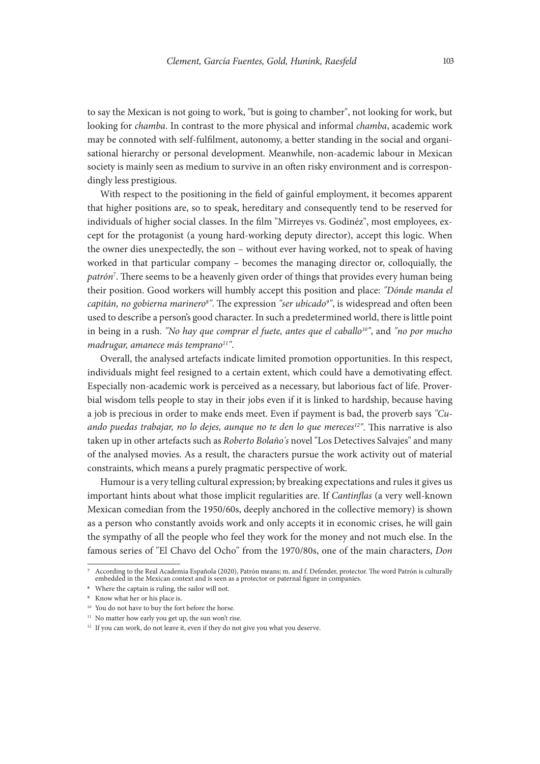to say the Mexican is not going to work, "but is going to chamber", not looking for work, but looking for *chamba*. In contrast to the more physical and informal *chamba*, academic work may be connoted with self-fulfilment, autonomy, a better standing in the social and organisational hierarchy or personal development. Meanwhile, non-academic labour in Mexican society is mainly seen as medium to survive in an often risky environment and is correspondingly less prestigious.

With respect to the positioning in the field of gainful employment, it becomes apparent that higher positions are, so to speak, hereditary and consequently tend to be reserved for individuals of higher social classes. In the film "Mirreyes vs. Godinéz", most employees, except for the protagonist (a young hard-working deputy director), accept this logic. When the owner dies unexpectedly, the son – without ever having worked, not to speak of having worked in that particular company – becomes the managing director or, colloquially, the *patrón*[7]. There seems to be a heavenly given order of things that provides every human being their position. Good workers will humbly accept this position and place: *"Dónde manda el capitán, no gobierna marinero[8]"*. The expression *"ser ubicado[9]"*, is widespread and often been used to describe a person's good character. In such a predetermined world, there is little point in being in a rush. *"No hay que comprar el fuete, antes que el caballo[10]"*, and *"no por mucho madrugar, amanece más temprano[11]"*.

Overall, the analysed artefacts indicate limited promotion opportunities. In this respect, individuals might feel resigned to a certain extent, which could have a demotivating effect. Especially non-academic work is perceived as a necessary, but laborious fact of life. Proverbial wisdom tells people to stay in their jobs even if it is linked to hardship, because having a job is precious in order to make ends meet. Even if payment is bad, the proverb says *"Cuando puedas trabajar, no lo dejes, aunque no te den lo que mereces[12]"*. This narrative is also taken up in other artefacts such as *Roberto Bolaño's* novel "Los Detectives Salvajes" and many of the analysed movies. As a result, the characters pursue the work activity out of material constraints, which means a purely pragmatic perspective of work.

Humour is a very telling cultural expression; by breaking expectations and rules it gives us important hints about what those implicit regularities are. If *Cantinflas* (a very well-known Mexican comedian from the 1950/60s, deeply anchored in the collective memory) is shown as a person who constantly avoids work and only accepts it in economic crises, he will gain the sympathy of all the people who feel they work for the money and not much else. In the famous series of "El Chavo del Ocho" from the 1970/80s, one of the main characters, *Don*

[7] According to the Real Academia Española (2020), Patrón means; m. and f. Defender, protector. The word Patrón is culturally embedded in the Mexican context and is seen as a protector or paternal figure in companies.

[8] Where the captain is ruling, the sailor will not.

[9] Know what her or his place is.

[10] You do not have to buy the fort before the horse.

[11] No matter how early you get up, the sun won't rise.

[12] If you can work, do not leave it, even if they do not give you what you deserve.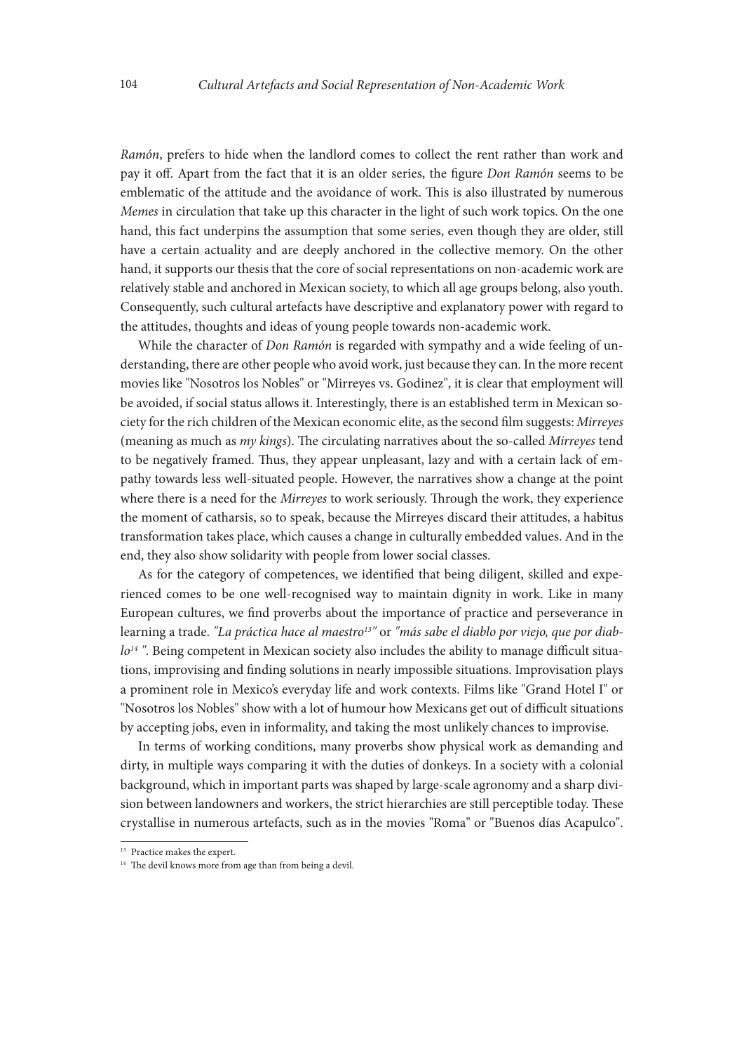*Ramón*, prefers to hide when the landlord comes to collect the rent rather than work and pay it off. Apart from the fact that it is an older series, the figure *Don Ramón* seems to be emblematic of the attitude and the avoidance of work. This is also illustrated by numerous *Memes* in circulation that take up this character in the light of such work topics. On the one hand, this fact underpins the assumption that some series, even though they are older, still have a certain actuality and are deeply anchored in the collective memory. On the other hand, it supports our thesis that the core of social representations on non-academic work are relatively stable and anchored in Mexican society, to which all age groups belong, also youth. Consequently, such cultural artefacts have descriptive and explanatory power with regard to the attitudes, thoughts and ideas of young people towards non-academic work.

While the character of *Don Ramón* is regarded with sympathy and a wide feeling of understanding, there are other people who avoid work, just because they can. In the more recent movies like "Nosotros los Nobles" or "Mirreyes vs. Godinez", it is clear that employment will be avoided, if social status allows it. Interestingly, there is an established term in Mexican society for the rich children of the Mexican economic elite, as the second film suggests: *Mirreyes* (meaning as much as *my kings*). The circulating narratives about the so-called *Mirreyes* tend to be negatively framed. Thus, they appear unpleasant, lazy and with a certain lack of empathy towards less well-situated people. However, the narratives show a change at the point where there is a need for the *Mirreyes* to work seriously. Through the work, they experience the moment of catharsis, so to speak, because the Mirreyes discard their attitudes, a habitus transformation takes place, which causes a change in culturally embedded values. And in the end, they also show solidarity with people from lower social classes.

As for the category of competences, we identified that being diligent, skilled and experienced comes to be one well-recognised way to maintain dignity in work. Like in many European cultures, we find proverbs about the importance of practice and perseverance in learning a trade. *"La práctica hace al maestro[13]"* or *"más sabe el diablo por viejo, que por diablo[14] "*. Being competent in Mexican society also includes the ability to manage difficult situations, improvising and finding solutions in nearly impossible situations. Improvisation plays a prominent role in Mexico's everyday life and work contexts. Films like "Grand Hotel I" or "Nosotros los Nobles" show with a lot of humour how Mexicans get out of difficult situations by accepting jobs, even in informality, and taking the most unlikely chances to improvise.

In terms of working conditions, many proverbs show physical work as demanding and dirty, in multiple ways comparing it with the duties of donkeys. In a society with a colonial background, which in important parts was shaped by large-scale agronomy and a sharp division between landowners and workers, the strict hierarchies are still perceptible today. These crystallise in numerous artefacts, such as in the movies "Roma" or "Buenos días Acapulco".

---

[13] Practice makes the expert.

[14] The devil knows more from age than from being a devil.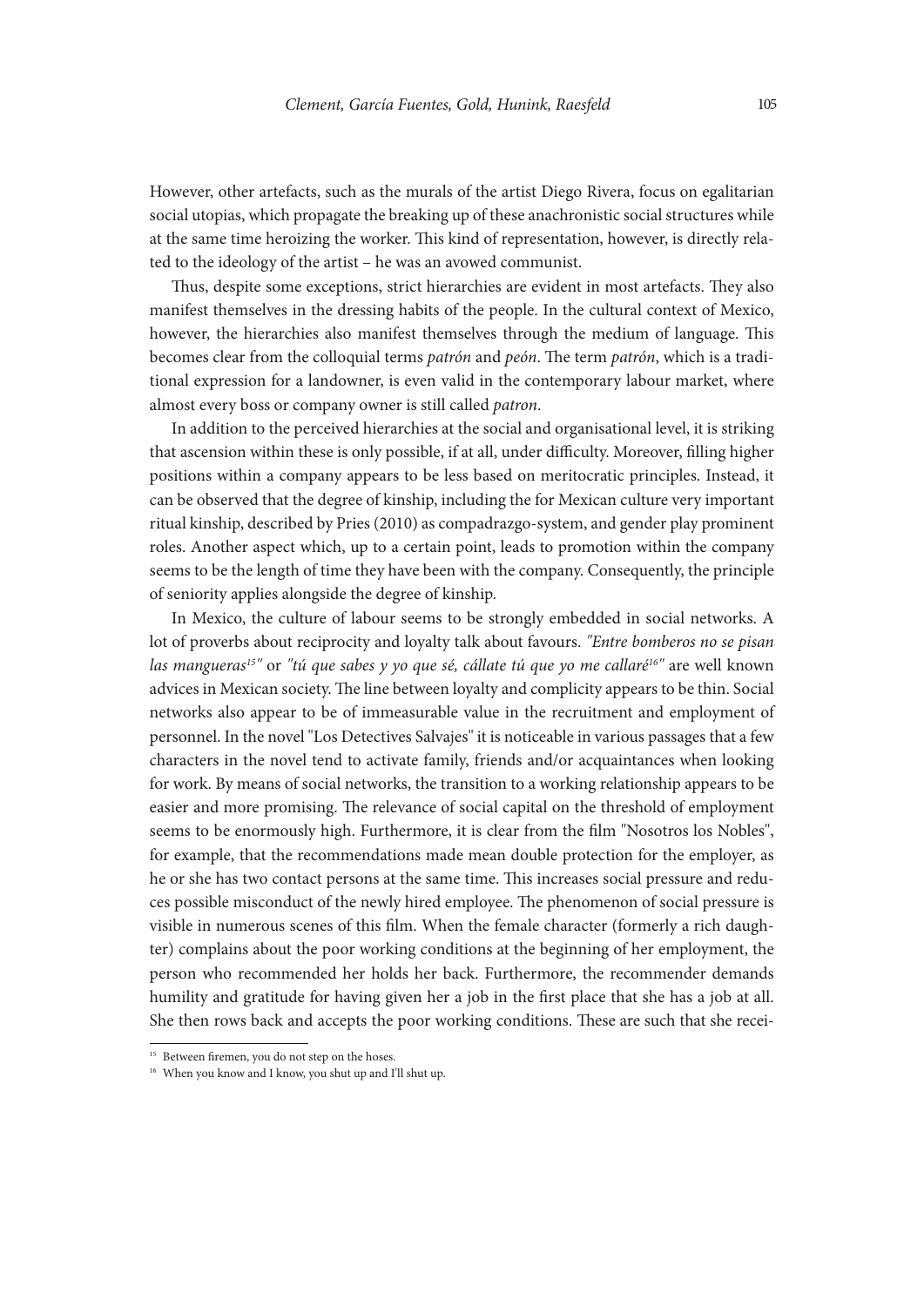However, other artefacts, such as the murals of the artist Diego Rivera, focus on egalitarian social utopias, which propagate the breaking up of these anachronistic social structures while at the same time heroizing the worker. This kind of representation, however, is directly related to the ideology of the artist – he was an avowed communist.

Thus, despite some exceptions, strict hierarchies are evident in most artefacts. They also manifest themselves in the dressing habits of the people. In the cultural context of Mexico, however, the hierarchies also manifest themselves through the medium of language. This becomes clear from the colloquial terms *patrón* and *peón*. The term *patrón*, which is a traditional expression for a landowner, is even valid in the contemporary labour market, where almost every boss or company owner is still called *patron*.

In addition to the perceived hierarchies at the social and organisational level, it is striking that ascension within these is only possible, if at all, under difficulty. Moreover, filling higher positions within a company appears to be less based on meritocratic principles. Instead, it can be observed that the degree of kinship, including the for Mexican culture very important ritual kinship, described by Pries (2010) as compadrazgo-system, and gender play prominent roles. Another aspect which, up to a certain point, leads to promotion within the company seems to be the length of time they have been with the company. Consequently, the principle of seniority applies alongside the degree of kinship.

In Mexico, the culture of labour seems to be strongly embedded in social networks. A lot of proverbs about reciprocity and loyalty talk about favours. *"Entre bomberos no se pisan las mangueras[15]"* or *"tú que sabes y yo que sé, cállate tú que yo me callaré[16]"* are well known advices in Mexican society. The line between loyalty and complicity appears to be thin. Social networks also appear to be of immeasurable value in the recruitment and employment of personnel. In the novel "Los Detectives Salvajes" it is noticeable in various passages that a few characters in the novel tend to activate family, friends and/or acquaintances when looking for work. By means of social networks, the transition to a working relationship appears to be easier and more promising. The relevance of social capital on the threshold of employment seems to be enormously high. Furthermore, it is clear from the film "Nosotros los Nobles", for example, that the recommendations made mean double protection for the employer, as he or she has two contact persons at the same time. This increases social pressure and reduces possible misconduct of the newly hired employee. The phenomenon of social pressure is visible in numerous scenes of this film. When the female character (formerly a rich daughter) complains about the poor working conditions at the beginning of her employment, the person who recommended her holds her back. Furthermore, the recommender demands humility and gratitude for having given her a job in the first place that she has a job at all. She then rows back and accepts the poor working conditions. These are such that she recei-

[15] Between firemen, you do not step on the hoses.

[16] When you know and I know, you shut up and I'll shut up.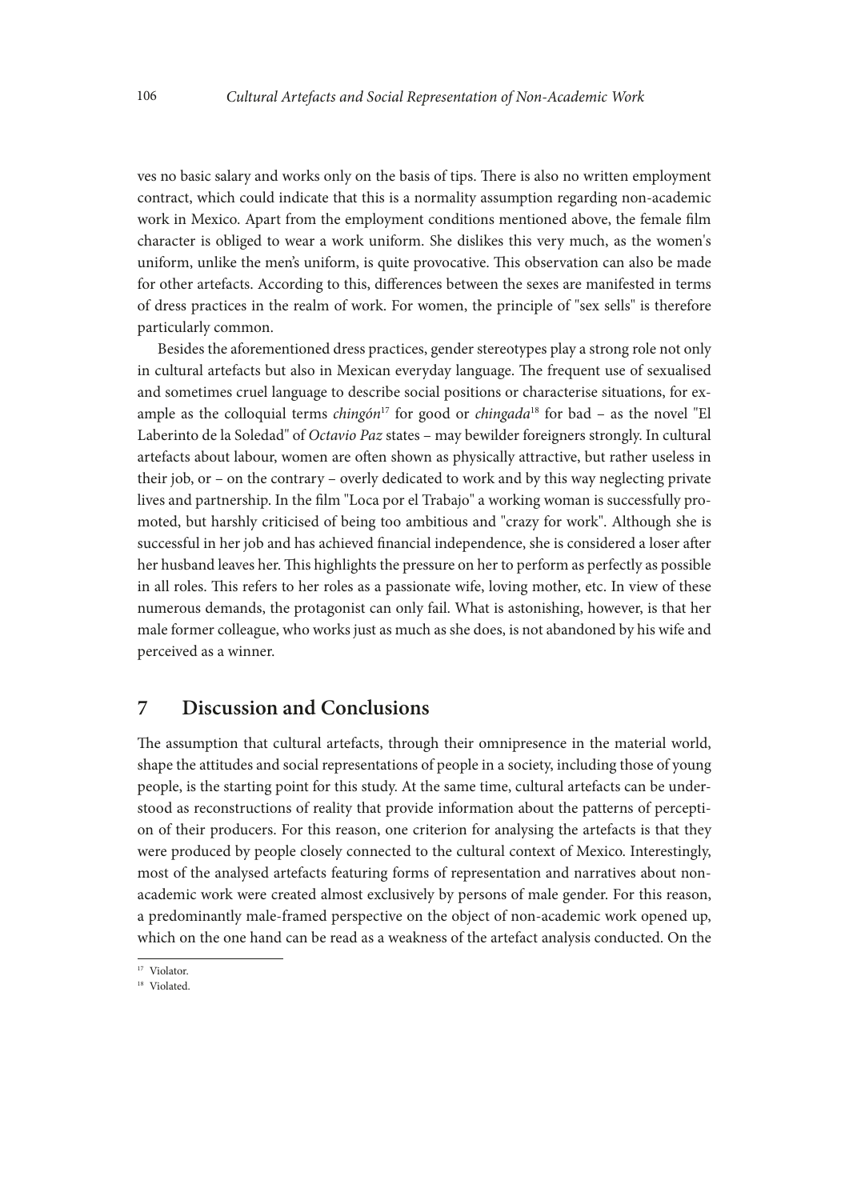ves no basic salary and works only on the basis of tips. There is also no written employment contract, which could indicate that this is a normality assumption regarding non-academic work in Mexico. Apart from the employment conditions mentioned above, the female film character is obliged to wear a work uniform. She dislikes this very much, as the women's uniform, unlike the men's uniform, is quite provocative. This observation can also be made for other artefacts. According to this, differences between the sexes are manifested in terms of dress practices in the realm of work. For women, the principle of "sex sells" is therefore particularly common.

Besides the aforementioned dress practices, gender stereotypes play a strong role not only in cultural artefacts but also in Mexican everyday language. The frequent use of sexualised and sometimes cruel language to describe social positions or characterise situations, for example as the colloquial terms *chingón*[17] for good or *chingada*[18] for bad – as the novel "El Laberinto de la Soledad" of *Octavio Paz* states – may bewilder foreigners strongly. In cultural artefacts about labour, women are often shown as physically attractive, but rather useless in their job, or – on the contrary – overly dedicated to work and by this way neglecting private lives and partnership. In the film "Loca por el Trabajo" a working woman is successfully promoted, but harshly criticised of being too ambitious and "crazy for work". Although she is successful in her job and has achieved financial independence, she is considered a loser after her husband leaves her. This highlights the pressure on her to perform as perfectly as possible in all roles. This refers to her roles as a passionate wife, loving mother, etc. In view of these numerous demands, the protagonist can only fail. What is astonishing, however, is that her male former colleague, who works just as much as she does, is not abandoned by his wife and perceived as a winner.

## 7 Discussion and Conclusions

The assumption that cultural artefacts, through their omnipresence in the material world, shape the attitudes and social representations of people in a society, including those of young people, is the starting point for this study. At the same time, cultural artefacts can be understood as reconstructions of reality that provide information about the patterns of perception of their producers. For this reason, one criterion for analysing the artefacts is that they were produced by people closely connected to the cultural context of Mexico. Interestingly, most of the analysed artefacts featuring forms of representation and narratives about non-academic work were created almost exclusively by persons of male gender. For this reason, a predominantly male-framed perspective on the object of non-academic work opened up, which on the one hand can be read as a weakness of the artefact analysis conducted. On the

[17] Violator.

[18] Violated.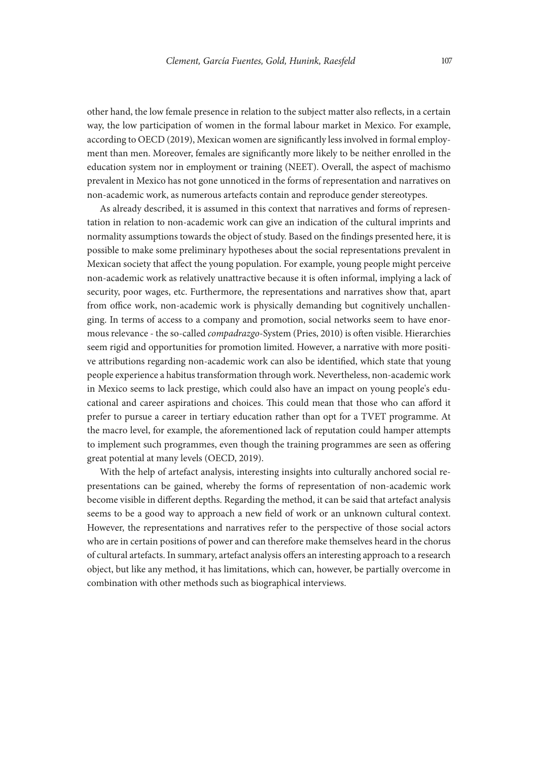other hand, the low female presence in relation to the subject matter also reflects, in a certain way, the low participation of women in the formal labour market in Mexico. For example, according to OECD (2019), Mexican women are significantly less involved in formal employment than men. Moreover, females are significantly more likely to be neither enrolled in the education system nor in employment or training (NEET). Overall, the aspect of machismo prevalent in Mexico has not gone unnoticed in the forms of representation and narratives on non-academic work, as numerous artefacts contain and reproduce gender stereotypes.

As already described, it is assumed in this context that narratives and forms of representation in relation to non-academic work can give an indication of the cultural imprints and normality assumptions towards the object of study. Based on the findings presented here, it is possible to make some preliminary hypotheses about the social representations prevalent in Mexican society that affect the young population. For example, young people might perceive non-academic work as relatively unattractive because it is often informal, implying a lack of security, poor wages, etc. Furthermore, the representations and narratives show that, apart from office work, non-academic work is physically demanding but cognitively unchallenging. In terms of access to a company and promotion, social networks seem to have enormous relevance - the so-called *compadrazgo*-System (Pries, 2010) is often visible. Hierarchies seem rigid and opportunities for promotion limited. However, a narrative with more positive attributions regarding non-academic work can also be identified, which state that young people experience a habitus transformation through work. Nevertheless, non-academic work in Mexico seems to lack prestige, which could also have an impact on young people's educational and career aspirations and choices. This could mean that those who can afford it prefer to pursue a career in tertiary education rather than opt for a TVET programme. At the macro level, for example, the aforementioned lack of reputation could hamper attempts to implement such programmes, even though the training programmes are seen as offering great potential at many levels (OECD, 2019).

With the help of artefact analysis, interesting insights into culturally anchored social representations can be gained, whereby the forms of representation of non-academic work become visible in different depths. Regarding the method, it can be said that artefact analysis seems to be a good way to approach a new field of work or an unknown cultural context. However, the representations and narratives refer to the perspective of those social actors who are in certain positions of power and can therefore make themselves heard in the chorus of cultural artefacts. In summary, artefact analysis offers an interesting approach to a research object, but like any method, it has limitations, which can, however, be partially overcome in combination with other methods such as biographical interviews.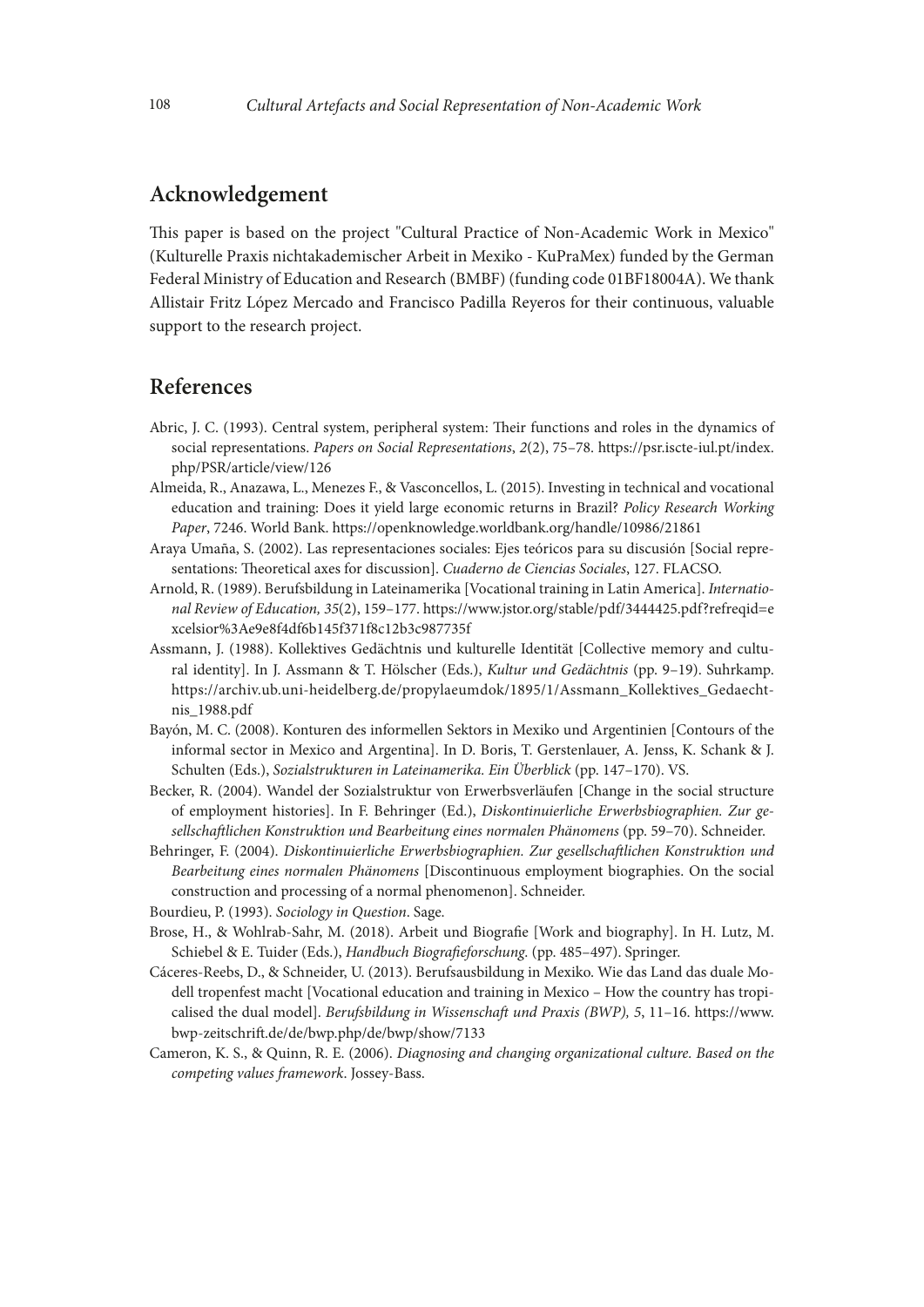## Acknowledgement

This paper is based on the project "Cultural Practice of Non-Academic Work in Mexico" (Kulturelle Praxis nichtakademischer Arbeit in Mexiko - KuPraMex) funded by the German Federal Ministry of Education and Research (BMBF) (funding code 01BF18004A). We thank Allistair Fritz López Mercado and Francisco Padilla Reyeros for their continuous, valuable support to the research project.

## References

Abric, J. C. (1993). Central system, peripheral system: Their functions and roles in the dynamics of social representations. *Papers on Social Representations*, *2*(2), 75–78. https://psr.iscte-iul.pt/index.php/PSR/article/view/126

Almeida, R., Anazawa, L., Menezes F., & Vasconcellos, L. (2015). Investing in technical and vocational education and training: Does it yield large economic returns in Brazil? *Policy Research Working Paper*, 7246. World Bank. https://openknowledge.worldbank.org/handle/10986/21861

Araya Umaña, S. (2002). Las representaciones sociales: Ejes teóricos para su discusión [Social representations: Theoretical axes for discussion]. *Cuaderno de Ciencias Sociales*, 127. FLACSO.

Arnold, R. (1989). Berufsbildung in Lateinamerika [Vocational training in Latin America]. *International Review of Education, 35*(2), 159–177. https://www.jstor.org/stable/pdf/3444425.pdf?refreqid=excelsior%3Ae9e8f4df6b145f371f8c12b3c987735f

Assmann, J. (1988). Kollektives Gedächtnis und kulturelle Identität [Collective memory and cultural identity]. In J. Assmann & T. Hölscher (Eds.), *Kultur und Gedächtnis* (pp. 9–19). Suhrkamp. https://archiv.ub.uni-heidelberg.de/propylaeumdok/1895/1/Assmann_Kollektives_Gedaechtnis_1988.pdf

Bayón, M. C. (2008). Konturen des informellen Sektors in Mexiko und Argentinien [Contours of the informal sector in Mexico and Argentina]. In D. Boris, T. Gerstenlauer, A. Jenss, K. Schank & J. Schulten (Eds.), *Sozialstrukturen in Lateinamerika. Ein Überblick* (pp. 147–170). VS.

Becker, R. (2004). Wandel der Sozialstruktur von Erwerbsverläufen [Change in the social structure of employment histories]. In F. Behringer (Ed.), *Diskontinuierliche Erwerbsbiographien. Zur gesellschaftlichen Konstruktion und Bearbeitung eines normalen Phänomens* (pp. 59–70). Schneider.

Behringer, F. (2004). *Diskontinuierliche Erwerbsbiographien. Zur gesellschaftlichen Konstruktion und Bearbeitung eines normalen Phänomens* [Discontinuous employment biographies. On the social construction and processing of a normal phenomenon]. Schneider.

Bourdieu, P. (1993). *Sociology in Question*. Sage.

Brose, H., & Wohlrab-Sahr, M. (2018). Arbeit und Biografie [Work and biography]. In H. Lutz, M. Schiebel & E. Tuider (Eds.), *Handbuch Biografieforschung*. (pp. 485–497). Springer.

Cáceres-Reebs, D., & Schneider, U. (2013). Berufsausbildung in Mexiko. Wie das Land das duale Modell tropenfest macht [Vocational education and training in Mexico – How the country has tropicalised the dual model]. *Berufsbildung in Wissenschaft und Praxis (BWP), 5*, 11–16. https://www.bwp-zeitschrift.de/de/bwp.php/de/bwp/show/7133

Cameron, K. S., & Quinn, R. E. (2006). *Diagnosing and changing organizational culture. Based on the competing values framework*. Jossey-Bass.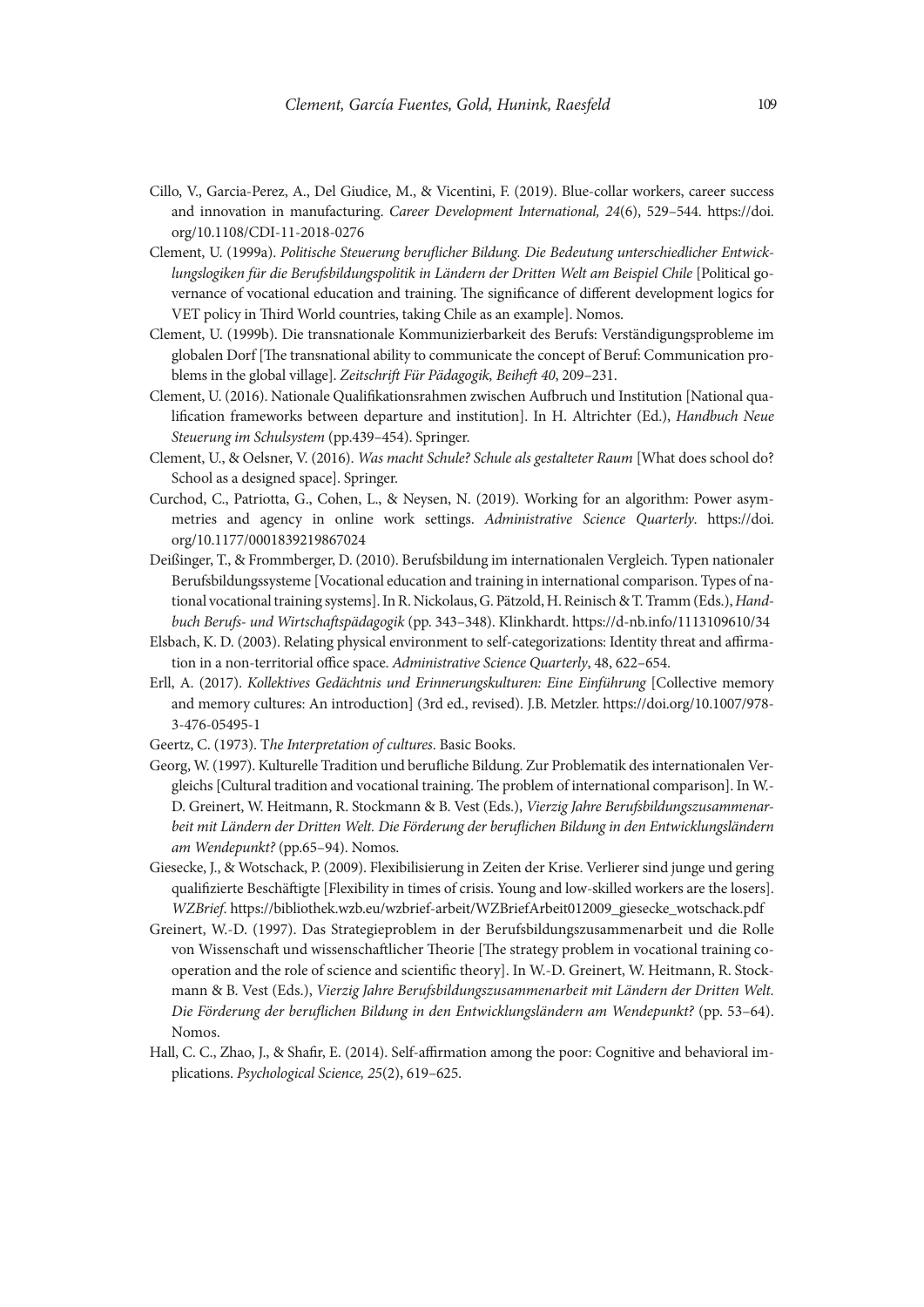Cillo, V., Garcia-Perez, A., Del Giudice, M., & Vicentini, F. (2019). Blue-collar workers, career success and innovation in manufacturing. *Career Development International, 24*(6), 529–544. https://doi.org/10.1108/CDI-11-2018-0276

Clement, U. (1999a). *Politische Steuerung beruflicher Bildung. Die Bedeutung unterschiedlicher Entwicklungslogiken für die Berufsbildungspolitik in Ländern der Dritten Welt am Beispiel Chile* [Political governance of vocational education and training. The significance of different development logics for VET policy in Third World countries, taking Chile as an example]. Nomos.

Clement, U. (1999b). Die transnationale Kommunizierbarkeit des Berufs: Verständigungsprobleme im globalen Dorf [The transnational ability to communicate the concept of Beruf: Communication problems in the global village]. *Zeitschrift Für Pädagogik, Beiheft 40*, 209–231.

Clement, U. (2016). Nationale Qualifikationsrahmen zwischen Aufbruch und Institution [National qualification frameworks between departure and institution]. In H. Altrichter (Ed.), *Handbuch Neue Steuerung im Schulsystem* (pp.439–454). Springer.

Clement, U., & Oelsner, V. (2016). *Was macht Schule? Schule als gestalteter Raum* [What does school do? School as a designed space]. Springer.

Curchod, C., Patriotta, G., Cohen, L., & Neysen, N. (2019). Working for an algorithm: Power asymmetries and agency in online work settings. *Administrative Science Quarterly*. https://doi.org/10.1177/0001839219867024

Deißinger, T., & Frommberger, D. (2010). Berufsbildung im internationalen Vergleich. Typen nationaler Berufsbildungssysteme [Vocational education and training in international comparison. Types of national vocational training systems]. In R. Nickolaus, G. Pätzold, H. Reinisch & T. Tramm (Eds.), *Handbuch Berufs- und Wirtschaftspädagogik* (pp. 343–348). Klinkhardt. https://d-nb.info/1113109610/34

Elsbach, K. D. (2003). Relating physical environment to self-categorizations: Identity threat and affirmation in a non-territorial office space. *Administrative Science Quarterly*, 48, 622–654.

Erll, A. (2017). *Kollektives Gedächtnis und Erinnerungskulturen: Eine Einführung* [Collective memory and memory cultures: An introduction] (3rd ed., revised). J.B. Metzler. https://doi.org/10.1007/978-3-476-05495-1

Geertz, C. (1973). T*he Interpretation of cultures*. Basic Books.

Georg, W. (1997). Kulturelle Tradition und berufliche Bildung. Zur Problematik des internationalen Vergleichs [Cultural tradition and vocational training. The problem of international comparison]. In W.-D. Greinert, W. Heitmann, R. Stockmann & B. Vest (Eds.), *Vierzig Jahre Berufsbildungszusammenarbeit mit Ländern der Dritten Welt. Die Förderung der beruflichen Bildung in den Entwicklungsländern am Wendepunkt?* (pp.65–94). Nomos.

Giesecke, J., & Wotschack, P. (2009). Flexibilisierung in Zeiten der Krise. Verlierer sind junge und gering qualifizierte Beschäftigte [Flexibility in times of crisis. Young and low-skilled workers are the losers]. *WZBrief*. https://bibliothek.wzb.eu/wzbrief-arbeit/WZBriefArbeit012009_giesecke_wotschack.pdf

Greinert, W.-D. (1997). Das Strategieproblem in der Berufsbildungszusammenarbeit und die Rolle von Wissenschaft und wissenschaftlicher Theorie [The strategy problem in vocational training cooperation and the role of science and scientific theory]. In W.-D. Greinert, W. Heitmann, R. Stockmann & B. Vest (Eds.), *Vierzig Jahre Berufsbildungszusammenarbeit mit Ländern der Dritten Welt. Die Förderung der beruflichen Bildung in den Entwicklungsländern am Wendepunkt?* (pp. 53–64). Nomos.

Hall, C. C., Zhao, J., & Shafir, E. (2014). Self-affirmation among the poor: Cognitive and behavioral implications. *Psychological Science, 25*(2), 619–625.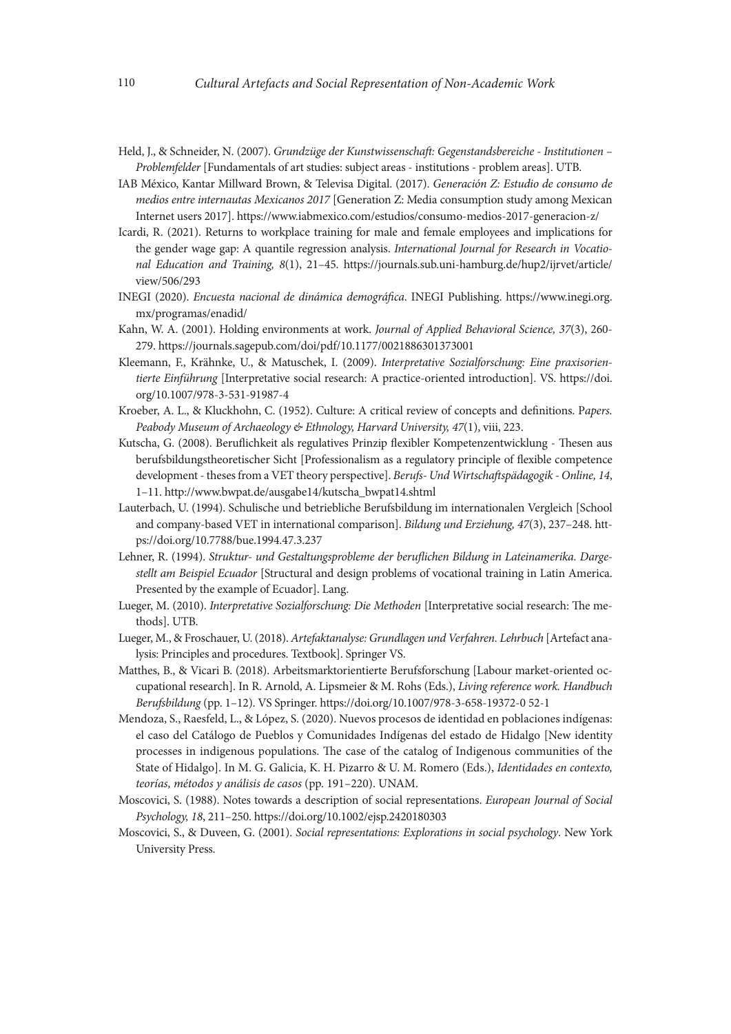Held, J., & Schneider, N. (2007). *Grundzüge der Kunstwissenschaft: Gegenstandsbereiche - Institutionen – Problemfelder* [Fundamentals of art studies: subject areas - institutions - problem areas]. UTB.

IAB México, Kantar Millward Brown, & Televisa Digital. (2017). *Generación Z: Estudio de consumo de medios entre internautas Mexicanos 2017* [Generation Z: Media consumption study among Mexican Internet users 2017]. https://www.iabmexico.com/estudios/consumo-medios-2017-generacion-z/

Icardi, R. (2021). Returns to workplace training for male and female employees and implications for the gender wage gap: A quantile regression analysis. *International Journal for Research in Vocational Education and Training, 8*(1), 21–45. https://journals.sub.uni-hamburg.de/hup2/ijrvet/article/view/506/293

INEGI (2020). *Encuesta nacional de dinámica demográfica*. INEGI Publishing. https://www.inegi.org.mx/programas/enadid/

Kahn, W. A. (2001). Holding environments at work. *Journal of Applied Behavioral Science, 37*(3), 260-279. https://journals.sagepub.com/doi/pdf/10.1177/0021886301373001

Kleemann, F., Krähnke, U., & Matuschek, I. (2009). *Interpretative Sozialforschung: Eine praxisorientierte Einführung* [Interpretative social research: A practice-oriented introduction]. VS. https://doi.org/10.1007/978-3-531-91987-4

Kroeber, A. L., & Kluckhohn, C. (1952). Culture: A critical review of concepts and definitions. P*apers. Peabody Museum of Archaeology & Ethnology, Harvard University, 47*(1), viii, 223.

Kutscha, G. (2008). Beruflichkeit als regulatives Prinzip flexibler Kompetenzentwicklung - Thesen aus berufsbildungstheoretischer Sicht [Professionalism as a regulatory principle of flexible competence development - theses from a VET theory perspective]. *Berufs- Und Wirtschaftspädagogik - Online, 14*, 1–11. http://www.bwpat.de/ausgabe14/kutscha_bwpat14.shtml

Lauterbach, U. (1994). Schulische und betriebliche Berufsbildung im internationalen Vergleich [School and company-based VET in international comparison]. *Bildung und Erziehung, 47*(3), 237–248. https://doi.org/10.7788/bue.1994.47.3.237

Lehner, R. (1994). *Struktur- und Gestaltungsprobleme der beruflichen Bildung in Lateinamerika. Dargestellt am Beispiel Ecuador* [Structural and design problems of vocational training in Latin America. Presented by the example of Ecuador]. Lang.

Lueger, M. (2010). *Interpretative Sozialforschung: Die Methoden* [Interpretative social research: The methods]. UTB.

Lueger, M., & Froschauer, U. (2018). *Artefaktanalyse: Grundlagen und Verfahren. Lehrbuch* [Artefact analysis: Principles and procedures. Textbook]. Springer VS.

Matthes, B., & Vicari B. (2018). Arbeitsmarktorientierte Berufsforschung [Labour market-oriented occupational research]. In R. Arnold, A. Lipsmeier & M. Rohs (Eds.), *Living reference work. Handbuch Berufsbildung* (pp. 1–12). VS Springer. https://doi.org/10.1007/978-3-658-19372-0 52-1

Mendoza, S., Raesfeld, L., & López, S. (2020). Nuevos procesos de identidad en poblaciones indígenas: el caso del Catálogo de Pueblos y Comunidades Indígenas del estado de Hidalgo [New identity processes in indigenous populations. The case of the catalog of Indigenous communities of the State of Hidalgo]. In M. G. Galicia, K. H. Pizarro & U. M. Romero (Eds.), *Identidades en contexto, teorías, métodos y análisis de casos* (pp. 191–220). UNAM.

Moscovici, S. (1988). Notes towards a description of social representations. *European Journal of Social Psychology, 18*, 211–250. https://doi.org/10.1002/ejsp.2420180303

Moscovici, S., & Duveen, G. (2001). *Social representations: Explorations in social psychology*. New York University Press.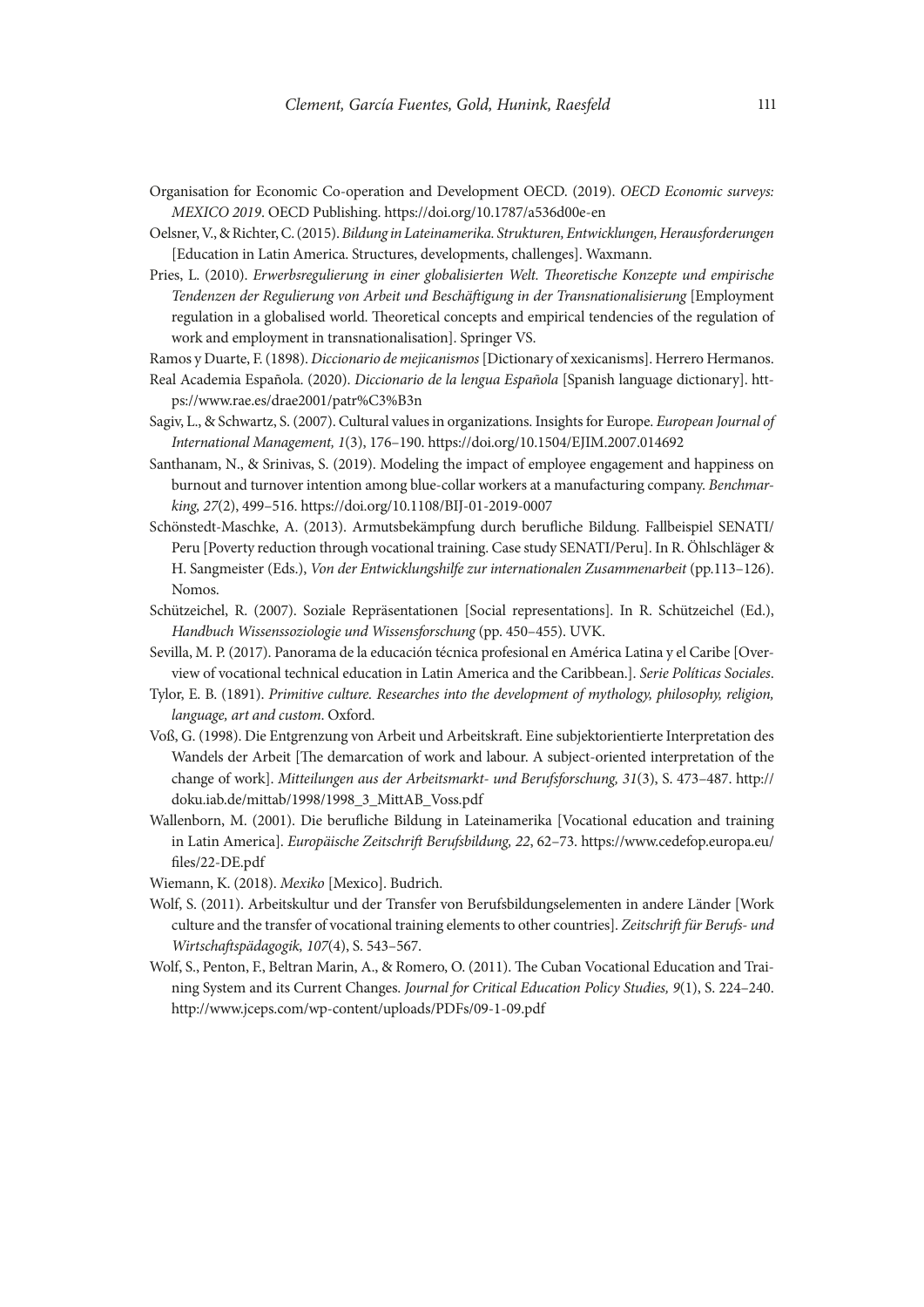Organisation for Economic Co-operation and Development OECD. (2019). *OECD Economic surveys: MEXICO 2019*. OECD Publishing. https://doi.org/10.1787/a536d00e-en

Oelsner, V., & Richter, C. (2015). *Bildung in Lateinamerika. Strukturen, Entwicklungen, Herausforderungen* [Education in Latin America. Structures, developments, challenges]. Waxmann.

Pries, L. (2010). *Erwerbsregulierung in einer globalisierten Welt. Theoretische Konzepte und empirische Tendenzen der Regulierung von Arbeit und Beschäftigung in der Transnationalisierung* [Employment regulation in a globalised world. Theoretical concepts and empirical tendencies of the regulation of work and employment in transnationalisation]. Springer VS.

Ramos y Duarte, F. (1898). *Diccionario de mejicanismos* [Dictionary of xexicanisms]. Herrero Hermanos.

Real Academia Española. (2020). *Diccionario de la lengua Española* [Spanish language dictionary]. https://www.rae.es/drae2001/patr%C3%B3n

Sagiv, L., & Schwartz, S. (2007). Cultural values in organizations. Insights for Europe. *European Journal of International Management, 1*(3), 176–190. https://doi.org/10.1504/EJIM.2007.014692

Santhanam, N., & Srinivas, S. (2019). Modeling the impact of employee engagement and happiness on burnout and turnover intention among blue-collar workers at a manufacturing company. *Benchmarking, 27*(2), 499–516. https://doi.org/10.1108/BIJ-01-2019-0007

Schönstedt-Maschke, A. (2013). Armutsbekämpfung durch berufliche Bildung. Fallbeispiel SENATI/Peru [Poverty reduction through vocational training. Case study SENATI/Peru]. In R. Öhlschläger & H. Sangmeister (Eds.), *Von der Entwicklungshilfe zur internationalen Zusammenarbeit* (pp.113–126). Nomos.

Schützeichel, R. (2007). Soziale Repräsentationen [Social representations]. In R. Schützeichel (Ed.), *Handbuch Wissenssoziologie und Wissensforschung* (pp. 450–455). UVK.

Sevilla, M. P. (2017). Panorama de la educación técnica profesional en América Latina y el Caribe [Overview of vocational technical education in Latin America and the Caribbean.]. *Serie Políticas Sociales*.

Tylor, E. B. (1891). *Primitive culture. Researches into the development of mythology, philosophy, religion, language, art and custom*. Oxford.

Voß, G. (1998). Die Entgrenzung von Arbeit und Arbeitskraft. Eine subjektorientierte Interpretation des Wandels der Arbeit [The demarcation of work and labour. A subject-oriented interpretation of the change of work]. *Mitteilungen aus der Arbeitsmarkt- und Berufsforschung, 31*(3), S. 473–487. http://doku.iab.de/mittab/1998/1998_3_MittAB_Voss.pdf

Wallenborn, M. (2001). Die berufliche Bildung in Lateinamerika [Vocational education and training in Latin America]. *Europäische Zeitschrift Berufsbildung, 22*, 62–73. https://www.cedefop.europa.eu/files/22-DE.pdf

Wiemann, K. (2018). *Mexiko* [Mexico]. Budrich.

Wolf, S. (2011). Arbeitskultur und der Transfer von Berufsbildungselementen in andere Länder [Work culture and the transfer of vocational training elements to other countries]. *Zeitschrift für Berufs- und Wirtschaftspädagogik, 107*(4), S. 543–567.

Wolf, S., Penton, F., Beltran Marin, A., & Romero, O. (2011). The Cuban Vocational Education and Training System and its Current Changes. *Journal for Critical Education Policy Studies, 9*(1), S. 224–240. http://www.jceps.com/wp-content/uploads/PDFs/09-1-09.pdf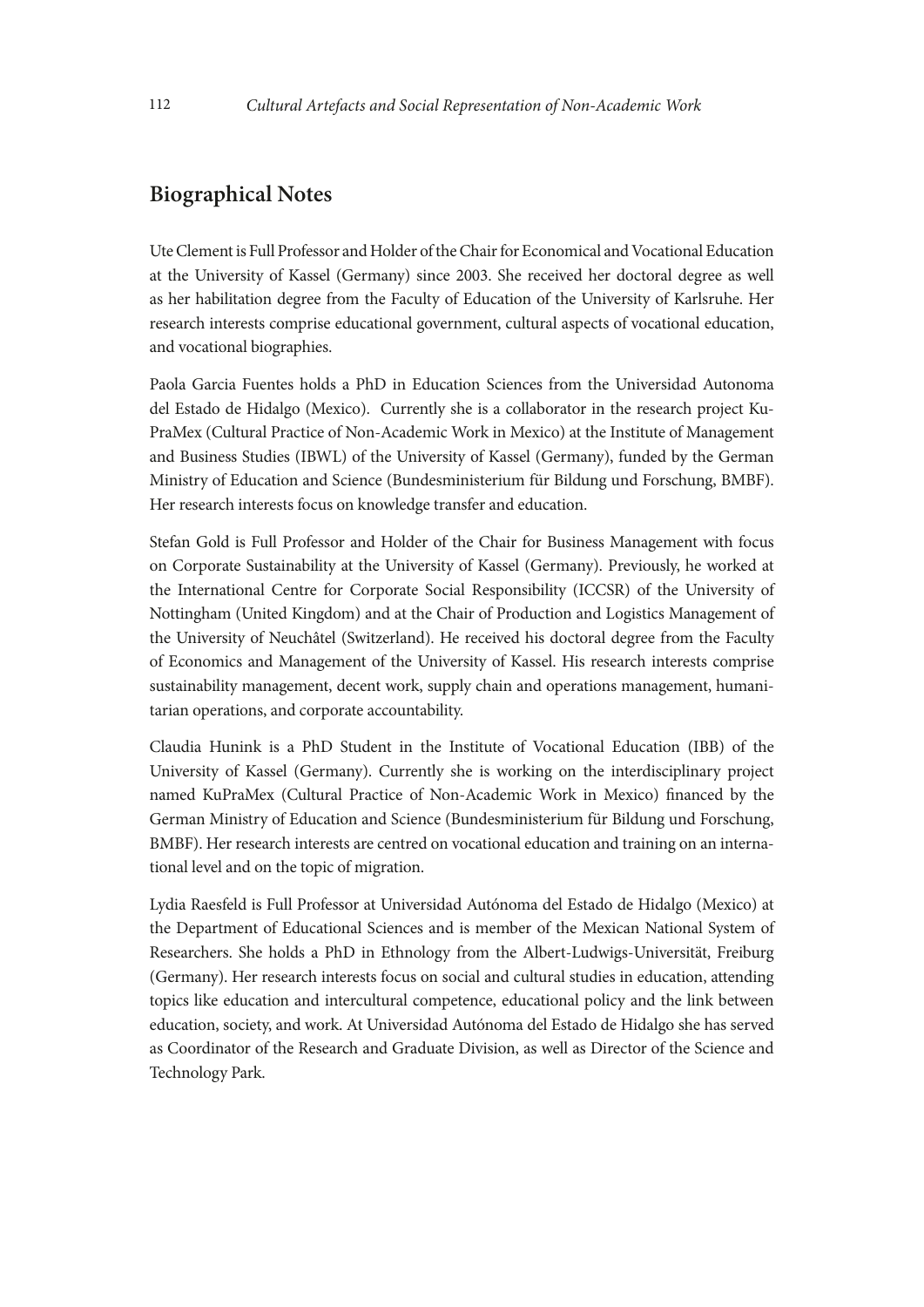## Biographical Notes

Ute Clement is Full Professor and Holder of the Chair for Economical and Vocational Education at the University of Kassel (Germany) since 2003. She received her doctoral degree as well as her habilitation degree from the Faculty of Education of the University of Karlsruhe. Her research interests comprise educational government, cultural aspects of vocational education, and vocational biographies.

Paola Garcia Fuentes holds a PhD in Education Sciences from the Universidad Autonoma del Estado de Hidalgo (Mexico). Currently she is a collaborator in the research project KuPraMex (Cultural Practice of Non-Academic Work in Mexico) at the Institute of Management and Business Studies (IBWL) of the University of Kassel (Germany), funded by the German Ministry of Education and Science (Bundesministerium für Bildung und Forschung, BMBF). Her research interests focus on knowledge transfer and education.

Stefan Gold is Full Professor and Holder of the Chair for Business Management with focus on Corporate Sustainability at the University of Kassel (Germany). Previously, he worked at the International Centre for Corporate Social Responsibility (ICCSR) of the University of Nottingham (United Kingdom) and at the Chair of Production and Logistics Management of the University of Neuchâtel (Switzerland). He received his doctoral degree from the Faculty of Economics and Management of the University of Kassel. His research interests comprise sustainability management, decent work, supply chain and operations management, humanitarian operations, and corporate accountability.

Claudia Hunink is a PhD Student in the Institute of Vocational Education (IBB) of the University of Kassel (Germany). Currently she is working on the interdisciplinary project named KuPraMex (Cultural Practice of Non-Academic Work in Mexico) financed by the German Ministry of Education and Science (Bundesministerium für Bildung und Forschung, BMBF). Her research interests are centred on vocational education and training on an international level and on the topic of migration.

Lydia Raesfeld is Full Professor at Universidad Autónoma del Estado de Hidalgo (Mexico) at the Department of Educational Sciences and is member of the Mexican National System of Researchers. She holds a PhD in Ethnology from the Albert-Ludwigs-Universität, Freiburg (Germany). Her research interests focus on social and cultural studies in education, attending topics like education and intercultural competence, educational policy and the link between education, society, and work. At Universidad Autónoma del Estado de Hidalgo she has served as Coordinator of the Research and Graduate Division, as well as Director of the Science and Technology Park.